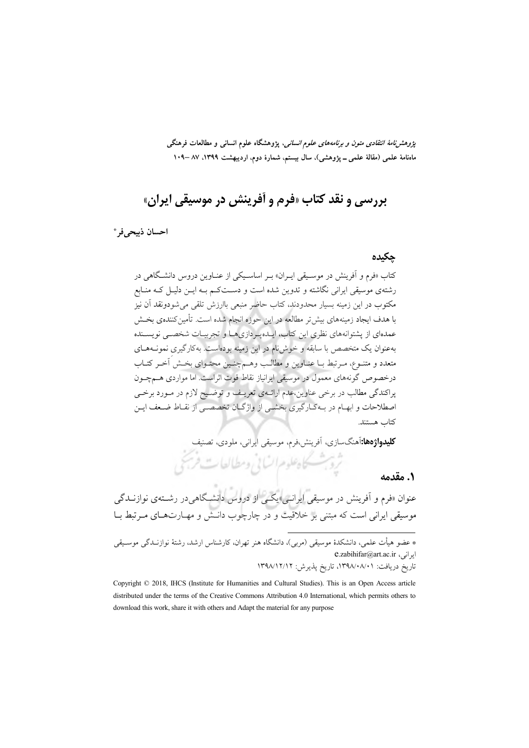*پژوهش‌نامهٔ انتقادی متون و برنامه‌های علوم انسانی*، پژوهشگاه علوم انسانی و مطالعات فرهنگی
ماه‌نامهٔ علمی (مقالهٔ علمی ـ پژوهشی)، سال بیستم، شمارهٔ دوم، اردیبهشت ۱۳۹۹، ۸۷ –۱۰۹

# بررسی و نقد کتاب «فرم و آفرینش در موسیقی ایران»

**احسان ذبیحی‌فر***

## چکیده

کتاب «فرم و آفرینش در موسیقی ایران» بر اساسیکی از عناوین دروس دانشگاهی در رشته‌ی موسیقی ایرانی نگاشته و تدوین شده است و دستکم به این دلیل که منابع مکتوب در این زمینه بسیار محدودند، کتاب حاضر منبعی باارزش تلقی می‌شودونقد آن نیز با هدف ایجاد زمینه‌های بیش‌تر مطالعه در این حوزه انجام شده است. تأمین‌کننده‌ی بخش عمده‌ای از پشتوانه‌های نظری این کتاب، ایده‌پردازی‌ها و تجربیات شخصی نویسنده به‌عنوان یک متخصص با سابقه و خوش‌نام در این زمینه بوده‌است. به‌کارگیری نمونه‌های متعدد و متنوع، مرتبط با عناوین و مطالب وهم‌چنین محتوای بخش آخر کتاب درخصوص گونه‌های معمول در موسیقی ایرانیاز نقاط قوت اثراست. اما مواردی هم‌چون پراکندگی مطالب در برخی عناوین،عدم ارائه‌ی تعریف و توضیح لازم در مورد برخی اصطلاحات و ابهام در به‌کارگیری بخشی از واژگان تخصصی از نقاط ضعف این کتاب هستند.

**کلیدواژه‌ها:**آهنگ‌سازی، آفرینش،فرم، موسیقی ایرانی، ملودی، تصنیف

## ۱. مقدمه

عنوان «فرم و آفرینش در موسیقی ایرانی»یکی از دروس دانشگاهیدر رشته‌ی نوازندگی موسیقی ایرانی است که مبتنی بر خلاقیت و در چارچوب دانش و مهارت‌های مرتبط با

---

* عضو هیأت علمی، دانشکدهٔ موسیقی (مربی)، دانشگاه هنر تهران، کارشناس ارشد، رشتهٔ نوازندگی موسیقی ایرانی، e.zabihifar@art.ac.ir

تاریخ دریافت: ۱۳۹۸/۰۸/۰۱، تاریخ پذیرش: ۱۳۹۸/۱۲/۱۲

Copyright © 2018, IHCS (Institute for Humanities and Cultural Studies). This is an Open Access article distributed under the terms of the Creative Commons Attribution 4.0 International, which permits others to download this work, share it with others and Adapt the material for any purpose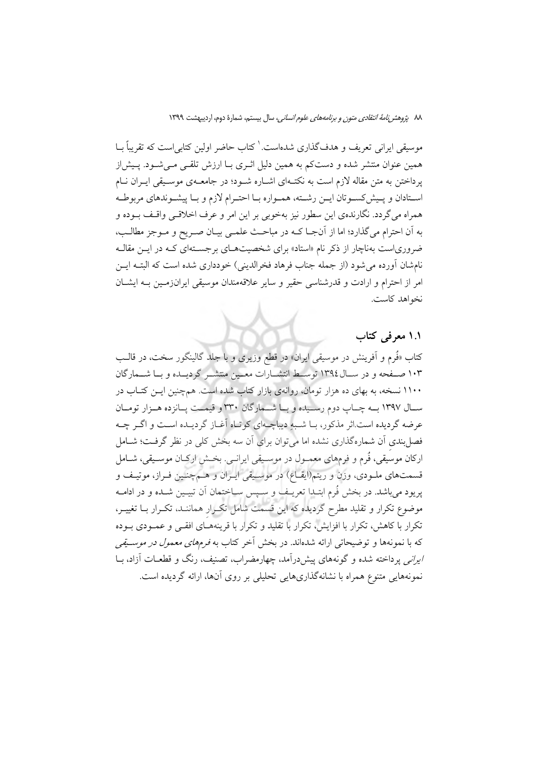موسیقی ایرانی تعریف و هدف‌گذاری شده‌است.[1] کتاب حاضر اولین کتابی‌است که تقریباً بـا همین عنوان منتشر شده و دست‌کم به همین دلیل اثـری بـا ارزش تلقـی مـی‌شـود. پـیش‌از پرداختن به متن مقاله لازم است به نکتـه‌ای اشـاره شـود؛ در جامعـه‌ی موسـیقی ایـران نـام اسـتادان و پـیش‌کسـوتان ایـن رشـته، همـواره بـا احتـرام لازم و بـا پیشـوندهای مربوطـه همراه می‌گردد. نگارنده‌ی این سطور نیز به‌خوبی بر این امر و عرف اخلاقـی واقـف بـوده و به آن احترام می‌گذارد؛ اما از آن‌جـا کـه در مباحـث علمـی بیـان صـریح و مـوجز مطالـب، ضروری‌است به‌ناچار از ذکر نام «استاد» برای شخصیت‌هـای برجسـته‌ای کـه در ایـن مقالـه نام‌شان آورده می‌شود (از جمله جناب فرهاد فخرالدینی) خودداری شده است که البتـه ایـن امر از احترام و ارادت و قدرشناسی حقیر و سایر علاقه‌مندان موسیقی ایران‌زمـین بـه ایشـان نخواهد کاست.

## ۱.۱ معرفی کتاب

کتاب «فُرم و آفرینش در موسیقی ایران» در قطع وزیری و با جلد گالینگور سخت، در قالـب ۱۰۳ صـفحه و در سـال ۱۳۹٤ توسـط انتشـارات معـین منتشـر گردیـده و بـا شـمارگان ۱۱۰۰ نسخه، به بهای ده هزار تومان، روانه‌ی بازار کتاب شده است. هم‌چنین ایـن کتـاب در سـال ۱۳۹۷ بـه چـاپ دوم رسـیده و بـا شـمارگان ۳۳۰ و قیمـت پـانزده هـزار تومـان عرضه گردیده است.اثر مذکور، بـا شـبهِ دیباچـه‌ای کوتـاه آغـاز گردیـده اسـت و اگـر چـه فصل‌بندی آن شماره‌گذاری نشده اما می‌توان برای آن سه بخش کلی در نظر گرفـت؛ شـامل ارکان موسیقی، فُرم و فرم‌های معمـول در موسـیقی ایرانـی. بخـش ارکـان موسـیقی، شـامل قسمت‌های ملـودی، وزن و ریتم(ایقـاع) در موسـیقی ایـران و هـم‌چنین فـراز، موتیـف و پریود می‌باشد. در بخش فُرم ابتـدا تعریـف و سـپس سـاختمان آن تبیـین شـده و در ادامـه موضوع تکرار و تقلید مطرح گردیده که این قسمت شامل تکـرارِ هماننـد، تکـرار بـا تغییـر، تکرار با کاهش، تکرار با افزایش، تکرار با تقلید و تکرار با قرینه‌هـای افقـی و عمـودی بـوده که با نمونه‌ها و توضیحاتی ارائه شده‌اند. در بخش آخر کتاب به *فرم‌های معمول در موسـیقی ایرانی* پرداخته شده و گونه‌های پیش‌درآمد، چهارمضراب، تصنیف، رنگ و قطعـات آزاد، بـا نمونه‌هایی متنوع همراه با نشانه‌گذاری‌هایی تحلیلی بر روی آن‌ها، ارائه گردیده است.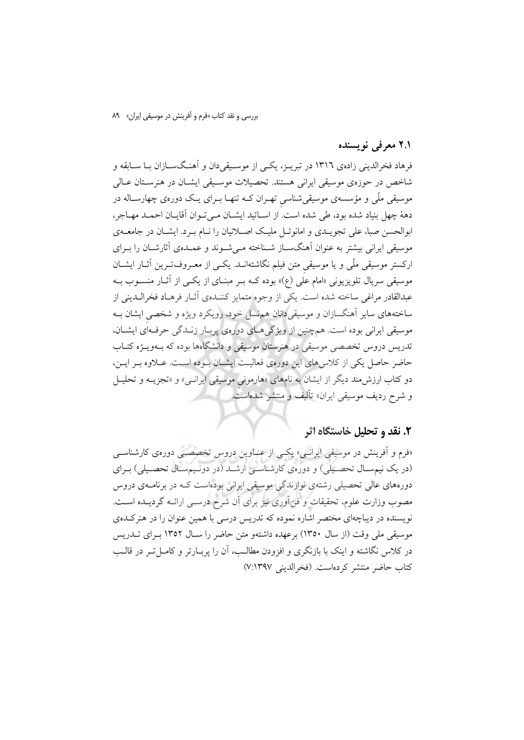## ۲.۱ معرفی نویسنده

فرهاد فخرالدینی زاده‌ی ۱۳۱۶ در تبریز، یکی از موسیقی‌دان و آهنگ‌سازان با سابقه و شاخص در حوزه‌ی موسیقی ایرانی هستند. تحصیلات موسیقی ایشان در هنرستان عالی موسیقی ملّی و مؤسسه‌ی موسیقی‌شناسی تهران که تنها برای یک دوره‌ی چهارساله در دهۀ چهل بنیاد شده بود، طی شده است. از اساتید ایشان می‌توان آقایان احمد مهاجر، ابوالحسن صبا، علی تجویدی و امانوئل ملیک اصلانیان را نام برد. ایشان در جامعه‌ی موسیقی ایرانی بیشتر به عنوان آهنگ‌ساز شناخته می‌شوند و عمده‌ی آثارشان را برای ارکستر موسیقی ملّی و یا موسیقی متن فیلم نگاشته‌اند. یکی از معروف‌ترین آثار ایشان موسیقی سریال تلویزیونی «امام علی (ع)» بوده که بر مبنای از یکی از آثار منسوب به عبدالقادر مراغی ساخته شده است. یکی از وجوه متمایز کننده‌ی آثار فرهاد فخرالدینی از ساخته‌های سایر آهنگسازان و موسیقی‌دانان هم‌نسل خود، رویکرد ویژه و شخصی ایشان به موسیقی ایرانی بوده است. هم‌چنین از ویژگی‌های دوره‌ی پربار زندگی حرفه‌ای ایشان، تدریس دروس تخصصی موسیقی در هنرستان موسیقی و دانشگاه‌ها بوده که به‌ویژه کتاب حاضر حاصل یکی از کلاس‌های این دوره‌ی فعالیت ایشان بوده است. علاوه بر این، دو کتاب ارزش‌مند دیگر از ایشان به نام‌های «هارمونی موسیقی ایرانی» و «تجزیه و تحلیل و شرح ردیف موسیقی ایران» تألیف و منتشر شده‌است.

## ۲. نقد و تحلیل خاستگاه اثر

«فرم و آفرینش در موسیقی ایرانی» یکی از عناوین دروس تخصصی دوره‌ی کارشناسی (در یک نیم‌سال تحصیلی) و دوره‌ی کارشناسی ارشد (در دونیم‌سال تحصیلی) برای دوره‌های عالی تحصیلی رشته‌ی نوازندگی موسیقی ایرانی بوده‌است که در برنامه‌ی دروس مصوب وزارت علوم، تحقیقات و فن‌آوری نیز برای آن شرح درسی ارائه گردیده است. نویسنده در دیباچه‌ای مختصر اشاره نموده که تدریس درسی با همین عنوان را در هنرکده‌ی موسیقی ملی وقت (از سال ۱۳۵۰) برعهده داشته‌و متن حاضر را سال ۱۳۵۲ برای تدریس در کلاس نگاشته و اینک با بازنگری و افزودن مطالب، آن را پربارتر و کامل‌تر در قالب کتاب حاضر منتشر کرده‌است. (فخرالدینی ۷:۱۳۹۷)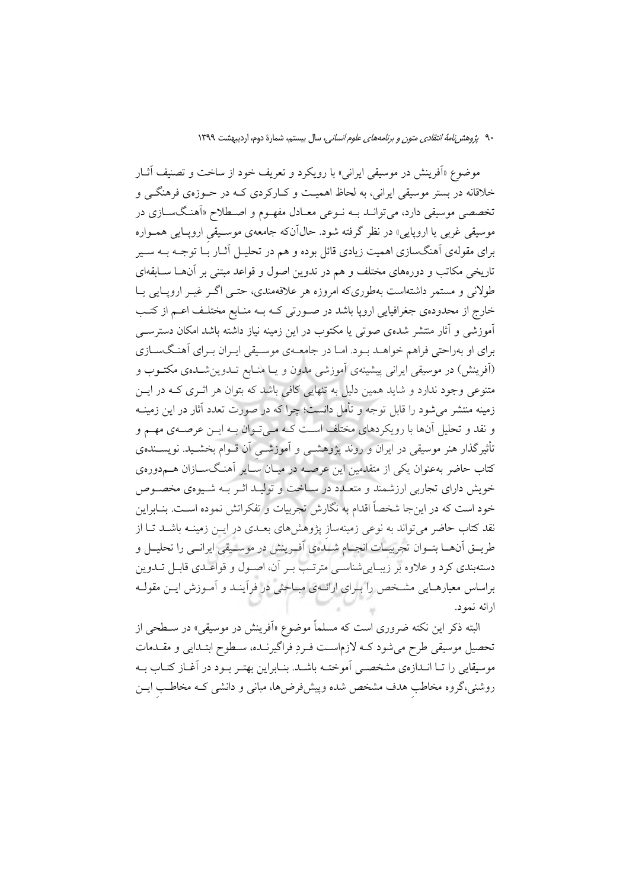موضوع «آفرینش در موسیقی ایرانی» با رویکرد و تعریف خود از ساخت و تصنیف آثار خلاقانه در بستر موسیقی ایرانی، به لحاظ اهمیت و کارکردی که در حوزه‌ی فرهنگی و تخصصی موسیقی دارد، می‌تواند به نوعی معادل مفهوم و اصطلاح «آهنگ‌سازی در موسیقی غربی یا اروپایی» در نظر گرفته شود. حال‌آن‌که جامعه‌ی موسیقی اروپایی همواره برای مقوله‌ی آهنگ‌سازی اهمیت زیادی قائل بوده و هم در تحلیل آثار با توجه به سیر تاریخی مکاتب و دوره‌های مختلف و هم در تدوین اصول و قواعد مبتنی بر آن‌ها سابقه‌ای طولانی و مستمر داشته‌است به‌طوری‌که امروزه هر علاقه‌مندی، حتی اگر غیر اروپایی یا خارج از محدوده‌ی جغرافیایی اروپا باشد در صورتی که به منابع مختلف اعم از کتب آموزشی و آثار منتشر شده‌ی صوتی یا مکتوب در این زمینه نیاز داشته باشد امکان دسترسی برای او به‌راحتی فراهم خواهد بود. اما در جامعه‌ی موسیقی ایران برای آهنگ‌سازی (آفرینش) در موسیقی ایرانی پیشینه‌ی آموزشی مدون و یا منابع تدوین‌شده‌ی مکتوب و متنوعی وجود ندارد و شاید همین دلیل به تنهایی کافی باشد که بتوان هر اثری که در این زمینه منتشر می‌شود را قابل توجه و تأمل دانست؛ چرا که در صورت تعدد آثار در این زمینه و نقد و تحلیل آن‌ها با رویکردهای مختلف است که می‌توان به این عرصه‌ی مهم و تأثیرگذار هنر موسیقی در ایران و روند پژوهشی و آموزشیِ آن قوام بخشید. نویسنده‌ی کتاب حاضر به‌عنوان یکی از متقدمین این عرصه در میان سایر آهنگ‌سازان هم‌دوره‌ی خویش دارای تجاربی ارزشمند و متعدد در ساخت و تولید اثر به شیوه‌ی مخصوص خود است که در این‌جا شخصاً اقدام به نگارش تجربیات و تفکراتش نموده است. بنابراین نقد کتاب حاضر می‌تواند به نوعی زمینه‌سازِ پژوهش‌های بعدی در این زمینه باشد تا از طریق آن‌ها بتوان تجربیات انجام شده‌ی آفرینش در موسیقی ایرانی را تحلیل و دسته‌بندی کرد و علاوه بر زیبایی‌شناسی مترتب بر آن، اصول و قواعدی قابل تدوین براساس معیارهایی مشخص را برای ارائه‌ی مباحثی در فرآیند و آموزش این مقوله ارائه نمود.

البته ذکر این نکته ضروری است که مسلماً موضوع «آفرینش در موسیقی» در سطحی از تحصیل موسیقی طرح می‌شود که لازم‌است فردِ فراگیرنده، سطوح ابتدایی و مقدمات موسیقایی را تا اندازه‌ی مشخصی آموخته باشد. بنابراین بهتر بود در آغاز کتاب به روشنی،گروه مخاطبِ هدف مشخص شده وپیش‌فرض‌ها، مبانی و دانشی که مخاطبِ این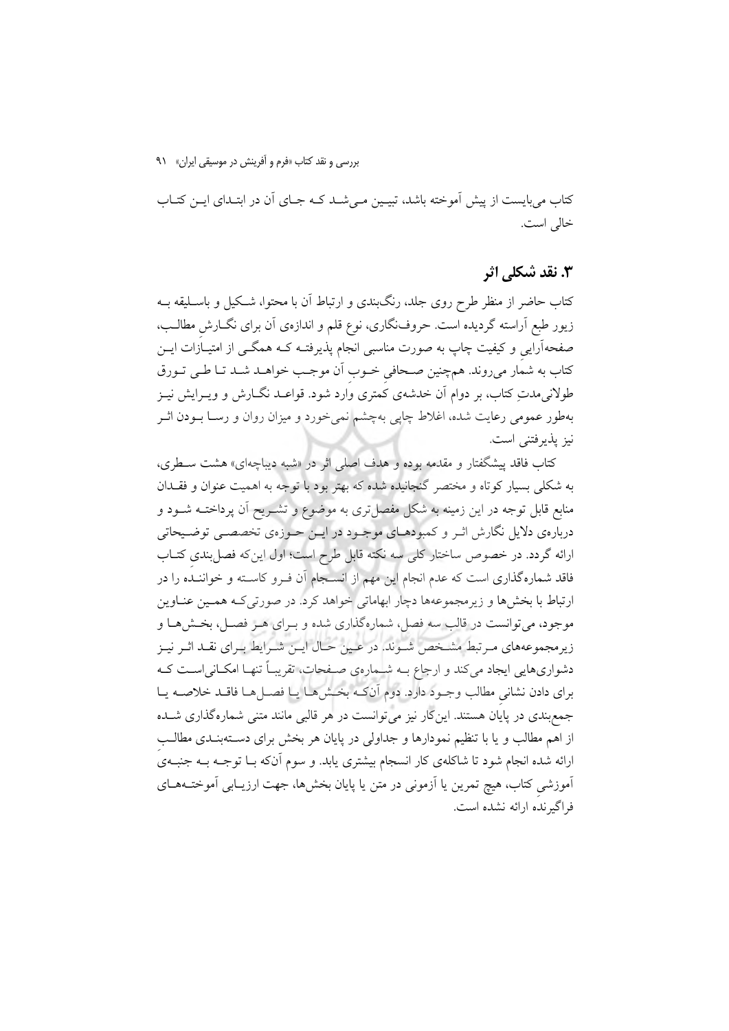کتاب می‌بایست از پیش آموخته باشد، تبیین می‌شد که جای آن در ابتدای این کتاب خالی است.

## ۳. نقد شکلی اثر

کتاب حاضر از منظر طرح روی جلد، رنگ‌بندی و ارتباط آن با محتوا، شکیل و باسلیقه به زیور طبع آراسته گردیده است. حروف‌نگاری، نوع قلم و اندازه‌ی آن برای نگارشِ مطالب، صفحه‌آرایی و کیفیت چاپ به صورت مناسبی انجام پذیرفته که همگی از امتیازات این کتاب به شمار می‌روند. همچنین صحافیِ خوبِ آن موجب خواهد شد تا طی تورق طولانی‌مدتِ کتاب، بر دوام آن خدشه‌ی کمتری وارد شود. قواعد نگارش و ویرایش نیز به‌طور عمومی رعایت شده، اغلاط چاپی به‌چشم نمی‌خورد و میزان روان و رسا بودن اثر نیز پذیرفتنی است.

کتاب فاقد پیشگفتار و مقدمه بوده و هدف اصلی اثر در «شبه دیباچه‌ای» هشت سطری، به شکلی بسیار کوتاه و مختصر گنجانیده شده که بهتر بود با توجه به اهمیت عنوان و فقدان منابع قابل توجه در این زمینه به شکل مفصل‌تری به موضوع و تشریح آن پرداخته شود و درباره‌ی دلایل نگارش اثر و کمبودهای موجود در این حوزه‌ی تخصصی توضیحاتی ارائه گردد. در خصوص ساختار کلی سه نکته قابل طرح است؛ اول این‌که فصل‌بندیِ کتاب فاقد شماره‌گذاری است که عدم انجام این مهم از انسجام آن فرو کاسته و خواننده را در ارتباط با بخش‌ها و زیرمجموعه‌ها دچار ابهاماتی خواهد کرد. در صورتی‌که همین عناوین موجود، می‌توانست در قالب سه فصل، شماره‌گذاری شده و برای هر فصل، بخش‌ها و زیرمجموعه‌های مرتبط مشخص شوند. در عین حال این شرایط برای نقد اثر نیز دشواری‌هایی ایجاد می‌کند و ارجاع به شماره‌ی صفحات، تقریباً تنها امکانی‌است که برای دادن نشانیِ مطالب وجود دارد. دوم آن‌که بخش‌ها یا فصل‌ها فاقد خلاصه یا جمع‌بندی در پایان هستند. این‌کار نیز می‌توانست در هر قالبی مانند متنی شماره‌گذاری شده از اهم مطالب و یا با تنظیم نمودارها و جداولی در پایان هر بخش برای دسته‌بندی مطالبِ ارائه شده انجام شود تا شاکله‌ی کار انسجام بیشتری یابد. و سوم آن‌که با توجه به جنبه‌ی آموزشیِ کتاب، هیچ تمرین یا آزمونی در متن یا پایان بخش‌ها، جهت ارزیابی آموخته‌های فراگیرنده ارائه نشده است.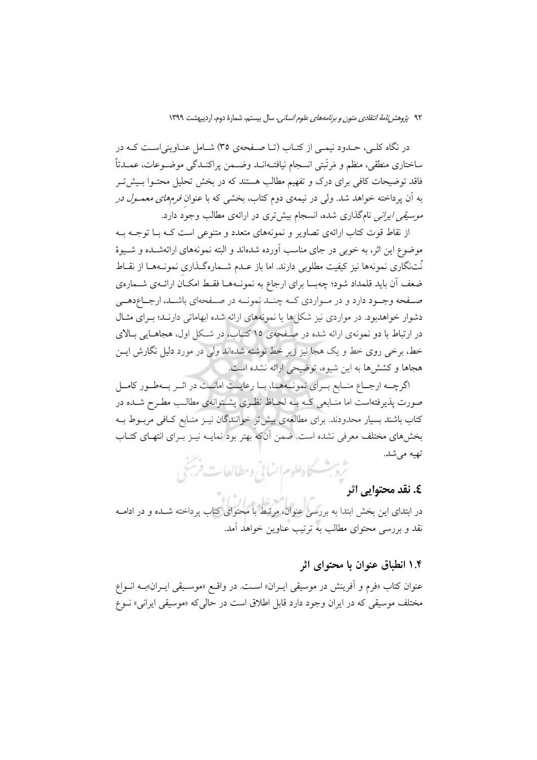در نگاه کلی، حدود نیمی از کتاب (تا صفحه‌ی ۳۵) شامل عناوینی‌است که در ساختاری منطقی، منظم و مَرتَبتی انسجام نیافته‌اند وضمن پراکندگی موضوعات، عمدتاً فاقد توضیحات کافی برای درک و تفهیم مطالب هستند که در بخش تحلیل محتوا بیش‌تر به آن پرداخته خواهد شد. ولی در نیمه‌ی دوم کتاب، بخشی که با عنوان *فرم‌های معمول در موسیقی ایرانی* نام‌گذاری شده، انسجام بیش‌تری در ارائه‌ی مطالب وجود دارد.

از نقاط قوت کتاب ارائه‌ی تصاویر و نمونه‌های متعدد و متنوعی است که با توجه به موضوع این اثر، به خوبی در جای مناسب آورده شده‌اند و البته نمونه‌های ارائه‌شده و شیوهٔ نُت‌نگاری نمونه‌ها نیز کیفیت مطلوبی دارند. اما باز عدم شماره‌گذاری نمونه‌ها از نقاط ضعف آن باید قلمداد شود؛ چه‌بسا برای ارجاع به نمونه‌ها فقط امکان ارائه‌ی شماره‌ی صفحه وجود دارد و در مواردی که چند نمونه در صفحه‌ای باشد، ارجاع‌دهی دشوار خواهدبود. در مواردی نیز شکل‌ها یا نمونه‌های ارائه شده ابهاماتی دارند؛ برای مثال در ارتباط با دو نمونه‌ی ارائه شده در صفحه‌ی ۱۵ کتاب، در شکل اول، هجاهایی بالای خط، برخی روی خط و یک هجا نیز زیر خط نوشته شده‌اند ولی در مورد دلیل نگارش این هجاها و کشش‌ها به این شیوه، توضیحی ارائه نشده است.

اگرچه ارجاع منابع برای نمونه‌ها، با رعایت امانت در اثر به‌طور کامل صورت پذیرفته‌است اما منابعی که به لحاظ نظری پشتوانه‌ی مطالب مطرح شده در کتاب باشند بسیار محدودند. برای مطالعه‌ی بیش‌ترِ خوانندگان نیز منابع کافی مربوط به بخش‌های مختلف معرفی نشده است. ضمن آن‌که بهتر بود نمایه نیز برای انتهای کتاب تهیه می‌شد.

## ٤. نقد محتوایی اثر

در ابتدای این بخش ابتدا به بررسی عنوان، مرتبط با محتوای کتاب پرداخته شده و در ادامه نقد و بررسی محتوای مطالب به ترتیب عناوین خواهد آمد.

### ۱.۴ انطباق عنوان با محتوای اثر

عنوان کتاب «فرم و آفرینش در موسیقی ایران» است. در واقع «موسیقی ایران»به انواع مختلف موسیقی که در ایران وجود دارد قابل اطلاق است در حالی‌که «موسیقی ایرانی» نوع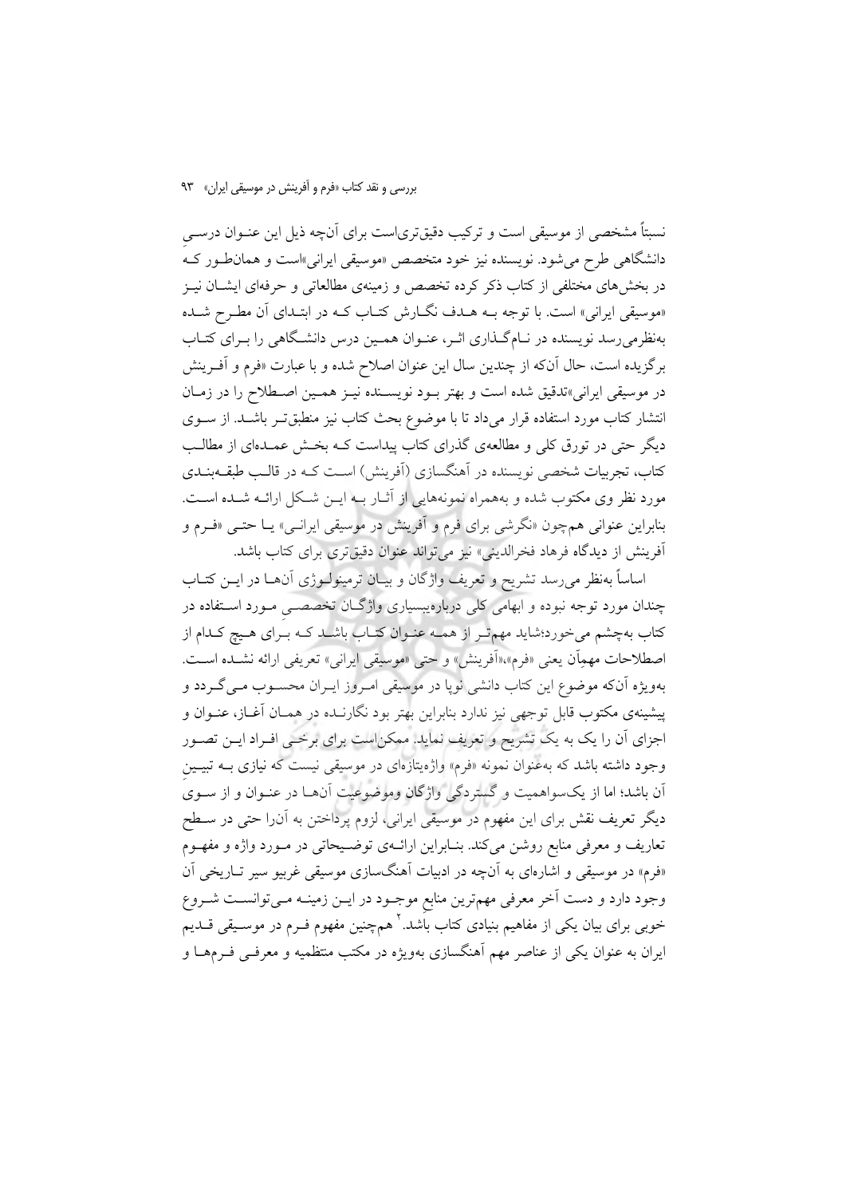نسبتاً مشخصی از موسیقی است و ترکیب دقیق‌تری‌است برای آن‌چه ذیل این عنوان درسی دانشگاهی طرح می‌شود. نویسنده نیز خود متخصص «موسیقی ایرانی»است و همان‌طور که در بخش‌های مختلفی از کتاب ذکر کرده تخصص و زمینه‌ی مطالعاتی و حرفه‌ای ایشان نیز «موسیقی ایرانی» است. با توجه به هدف نگارش کتاب که در ابتدای آن مطرح شده به‌نظرمی‌رسد نویسنده در نام‌گذاری اثر، عنوان همین درس دانشگاهی را برای کتاب برگزیده است، حال آن‌که از چندین سال این عنوان اصلاح شده و با عبارت «فرم و آفرینش در موسیقی ایرانی»تدقیق شده است و بهتر بود نویسنده نیز همین اصطلاح را در زمان انتشار کتاب مورد استفاده قرار می‌داد تا با موضوع بحث کتاب نیز منطبق‌تر باشد. از سوی دیگر حتی در تورق کلی و مطالعه‌ی گذرای کتاب پیداست که بخش عمده‌ای از مطالب کتاب، تجربیات شخصی نویسنده در آهنگسازی (آفرینش) است که در قالب طبقه‌بندی مورد نظر وی مکتوب شده و به‌همراه نمونه‌هایی از آثار به این شکل ارائه شده است. بنابراین عنوانی هم‌چون «نگرشی برای فرم و آفرینش در موسیقی ایرانی» یا حتی «فرم و آفرینش از دیدگاه فرهاد فخرالدینی» نیز می‌تواند عنوان دقیق‌تری برای کتاب باشد.

اساساً به‌نظر می‌رسد تشریح و تعریف واژگان و بیان ترمینولوژی آن‌ها در این کتاب چندان مورد توجه نبوده و ابهامی کلی درباره‌بسیاری واژگان تخصصیِ مورد استفاده در کتاب به‌چشم می‌خورد؛شاید مهم‌تر از همه عنوان کتاب باشد که برای هیچ کدام از اصطلاحات مهمِآن یعنی «فرم»،«آفرینش» و حتی «موسیقی ایرانی» تعریفی ارائه نشده است. به‌ویژه آن‌که موضوع این کتاب دانشی نوپا در موسیقی امروز ایران محسوب می‌گردد و پیشینه‌ی مکتوب قابل توجهی نیز ندارد بنابراین بهتر بود نگارنده در همان آغاز، عنوان و اجزای آن را یک به یک تشریح و تعریف نماید. ممکن‌است برای برخی افراد این تصور وجود داشته باشد که به‌عنوان نمونه «فرم» واژه‌ای‌تازه‌ای در موسیقی نیست که نیازی به تبیینِ آن باشد؛ اما از یک‌سواهمیت و گستردگی واژگان وموضوعیت آن‌ها در عنوان و از سوی دیگر تعریف نقش برای این مفهوم در موسیقی ایرانی، لزوم پرداختن به آن‌را حتی در سطح تعاریف و معرفی منابع روشن می‌کند. بنابراین ارائه‌ی توضیحاتی در مورد واژه و مفهوم «فرم» در موسیقی و اشاره‌ای به آن‌چه در ادبیات آهنگسازی موسیقی غربیو سیر تاریخی آن وجود دارد و دست آخر معرفی مهم‌ترین منابع موجود در این زمینه می‌توانست شروع خوبی برای بیان یکی از مفاهیم بنیادی کتاب باشد.[۲] هم‌چنین مفهوم فرم در موسیقی قدیم ایران به عنوان یکی از عناصر مهم آهنگسازی به‌ویژه در مکتب منتظمیه و معرفی فرم‌ها و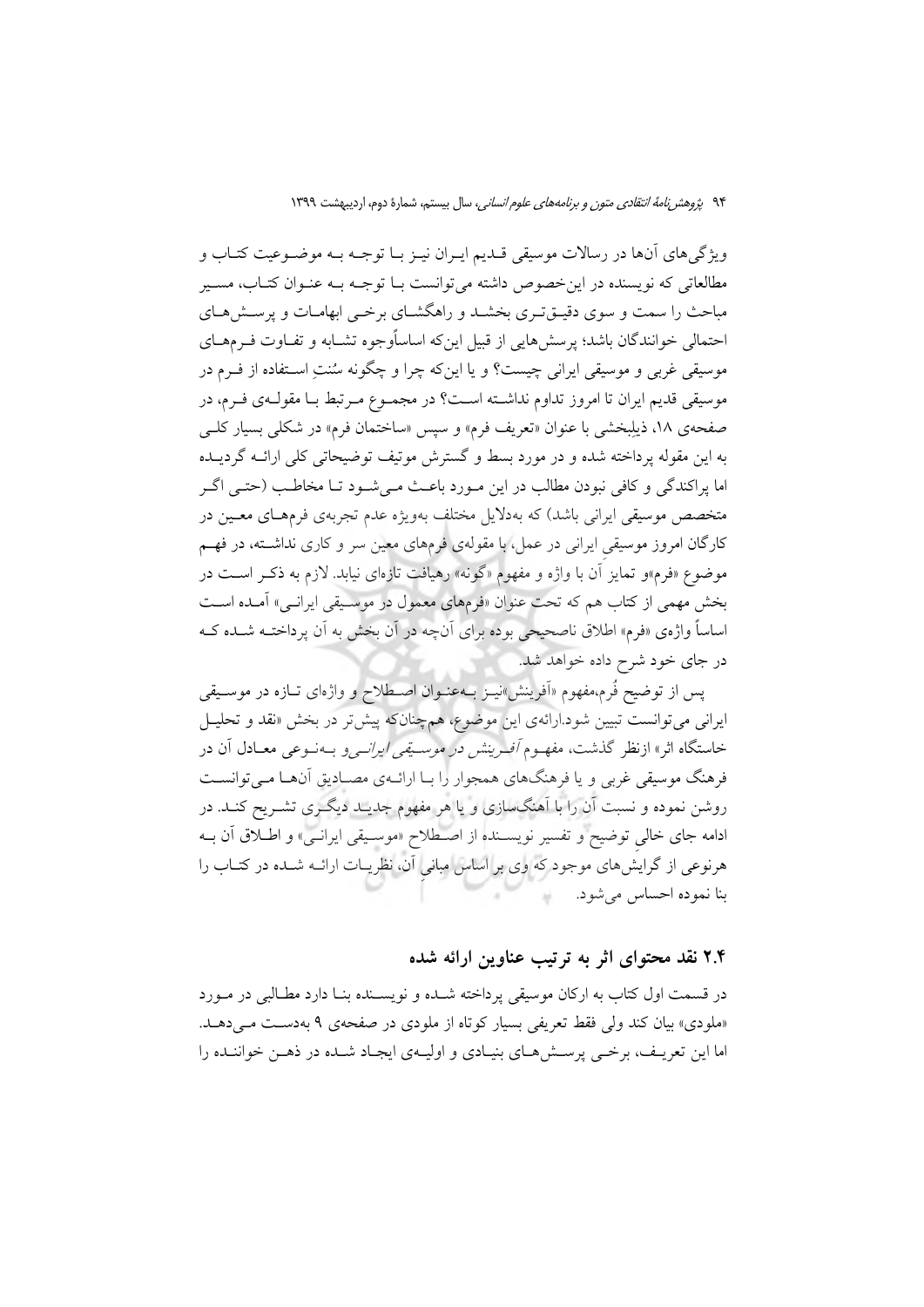ویژگی‌های آن‌ها در رسالات موسیقی قـدیم ایـران نیـز بـا توجـه بـه موضـوعیت کتـاب و مطالعاتی که نویسنده در این‌خصوص داشته می‌توانست بـا توجـه بـه عنـوان کتـاب، مسـیر مباحث را سمت و سوی دقیـق‌تـری بخشـد و راهگشـای برخـی ابهامـات و پرسـش‌هـای احتمالی خوانندگان باشد؛ پرسش‌هایی از قبیل این‌که اساساًوجوه تشـابه و تفـاوت فـرم‌هـای موسیقی غربی و موسیقی ایرانی چیست؟ و یا این‌که چرا و چگونه سُنتِ اسـتفاده از فـرم در موسیقی قدیم ایران تا امروز تداوم نداشـته اسـت؟ در مجمـوع مـرتبط بـا مقولـه‌ی فـرم، در صفحه‌ی ۱۸، ذیلبخشی با عنوان «تعریف فرم» و سپس «ساختمان فرم» در شکلی بسیار کلـی به این مقوله پرداخته شده و در مورد بسط و گسترش موتیف توضیحاتی کلی ارائـه گردیـده اما پراکندگی و کافی نبودن مطالب در این مـورد باعـث مـی‌شـود تـا مخاطـب (حتـی اگـر متخصص موسیقی ایرانی باشد) که به‌دلایل مختلف به‌ویژه عدم تجربه‌ی فرم‌هـای معـین در کارگان امروز موسیقی ایرانی در عمل، با مقوله‌ی فرمهای معین سر و کاری نداشـته، در فهـم موضوع «فرم»و تمایز آن با واژه و مفهوم «گونه» رهیافت تازه‌ای نیابد. لازم به ذکـر اسـت در بخش مهمی از کتاب هم که تحت عنوان «فرم‌های معمول در موسـیقی ایرانـی» آمـده اسـت اساساً واژه‌ی «فرم» اطلاق ناصحیحی بوده برای آن‌چه در آن بخش به آن پرداختـه شـده کـه در جای خود شرح داده خواهد شد.

پس از توضیح فُرم،مفهوم «آفرینش»نیـز بـه‌عنـوان اصـطلاح و واژه‌ای تـازه در موسـیقی ایرانی می‌توانست تبیین شود.ارائه‌ی این موضوع، هم‌چنان‌که پیش‌تر در بخش «نقد و تحلیـل خاستگاه اثر» ازنظر گذشت، مفهـوم *آفـرینش در موسـیقی ایرانـی*و بـه‌نـوعی معـادل آن در فرهنگ موسیقی غربی و یا فرهنگ‌های همجوار را بـا ارائـه‌ی مصـادیق آن‌هـا مـی‌توانسـت روشن نموده و نسبت آن را با آهنگ‌سازی و یا هر مفهوم جدیـد دیگـری تشـریح کنـد. در ادامه جای خالیِ توضیح و تفسیر نویسـنده از اصـطلاح «موسـیقی ایرانـی» و اطـلاق آن بـه هرنوعی از گرایش‌های موجود که وی بر اساس مبانیِ آن، نظریـات ارائـه شـده در کتـاب را بنا نموده احساس می‌شود.

## ۲.۴ نقد محتوای اثر به ترتیب عناوین ارائه شده

در قسمت اول کتاب به ارکان موسیقی پرداخته شـده و نویسـنده بنـا دارد مطـالبی در مـورد «ملودی» بیان کند ولی فقط تعریفی بسیار کوتاه از ملودی در صفحه‌ی ۹ به‌دسـت مـی‌دهـد. اما این تعریـف، برخـی پرسـش‌هـای بنیـادی و اولیـه‌ی ایجـاد شـده در ذهـن خواننـده را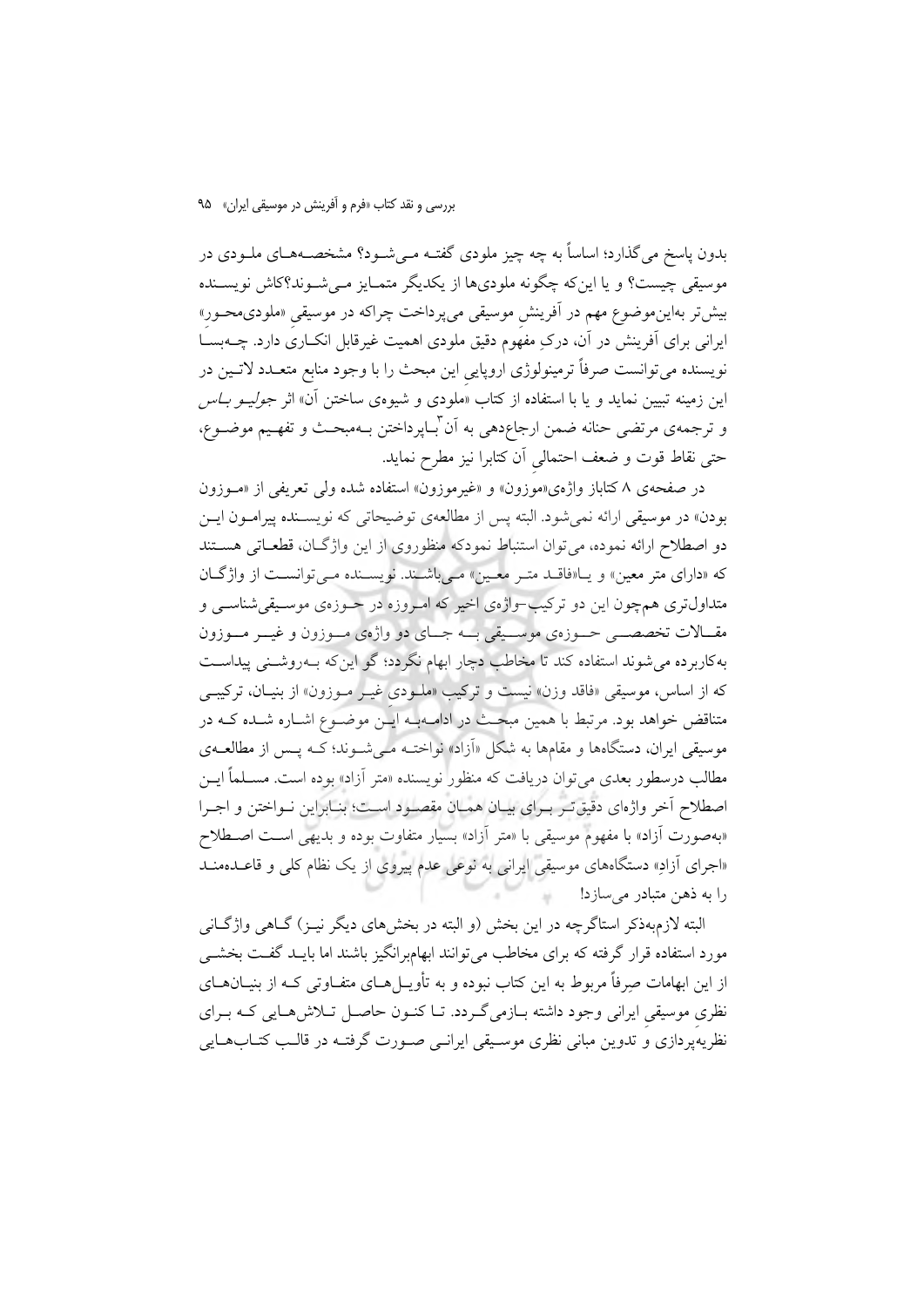بدون پاسخ می‌گذارد؛ اساساً به چه چیز ملودی گفته می‌شود؟ مشخصه‌های ملودی در موسیقی چیست؟ و یا این‌که چگونه ملودی‌ها از یکدیگر متمایز می‌شوند؟کاش نویسنده بیش‌تر به‌این‌موضوع مهم در آفرینشِ موسیقی می‌پرداخت چراکه در موسیقیِ «ملودی‌محورِ» ایرانی برای آفرینش در آن، درکِ مفهومِ دقیق ملودی اهمیت غیرقابل انکاری دارد. چه‌بسا نویسنده می‌توانست صرفاً ترمینولوژی اروپاییِ این مبحث را با وجود منابع متعدد لاتین در این زمینه تبیین نماید و یا با استفاده از کتاب «ملودی و شیوه‌ی ساختن آن» اثر *جولیو باس* و ترجمه‌ی مرتضی حنانه ضمن ارجاع‌دهی به آن[3] با‌پرداختن به‌مبحث و تفهیم موضوع، حتی نقاط قوت و ضعف احتمالیِ آن کتابرا نیز مطرح نماید.

در صفحه‌ی ۸ کتاباز واژه‌ی«موزون» و «غیرموزون» استفاده شده ولی تعریفی از «موزون بودن» در موسیقی ارائه نمی‌شود. البته پس از مطالعه‌ی توضیحاتی که نویسنده پیرامون این دو اصطلاح ارائه نموده، می‌توان استنباط نمودکه منظوروی از این واژگان، قطعاتی هستند که «دارای متر معین» و یا«فاقد متر معین» می‌باشند. نویسنده می‌توانست از واژگان متداول‌تری هم‌چون این دو ترکیب-واژه‌ی اخیر که امروزه در حوزه‌ی موسیقی‌شناسی و مقالات تخصصی حوزه‌ی موسیقی به جای دو واژه‌ی موزون و غیر موزون به‌کاربرده می‌شوند استفاده کند تا مخاطب دچار ابهام نگردد؛ گو این‌که به‌روشنی پیداست که از اساس، موسیقی «فاقد وزن» نیست و ترکیب «ملودیِ غیر موزون» از بنیان، ترکیبی متناقض خواهد بود. مرتبط با همین مبحث در ادامه‌به این موضوع اشاره شده که در موسیقی ایران، دستگاه‌ها و مقام‌ها به شکل «آزاد» نواخته می‌شوند؛ که پس از مطالعه‌ی مطالب درسطور بعدی می‌توان دریافت که منظور نویسنده «متر آزاد» بوده است. مسلماً این اصطلاح آخر واژه‌ای دقیق‌تر برای بیان همان مقصود است؛ بنابراین نواختن و اجرا «به‌صورت آزاد» با مفهوم موسیقی با «متر آزاد» بسیار متفاوت بوده و بدیهی است اصطلاح «اجرای آزادِ» دستگاه‌های موسیقیِ ایرانی به نوعی عدم پیروی از یک نظام کلی و قاعده‌مند را به ذهن متبادر می‌سازد!

البته لازم‌به‌ذکر استاگرچه در این بخش (و البته در بخش‌های دیگر نیز) گاهی واژگانی مورد استفاده قرار گرفته که برای مخاطب می‌توانند ابهام‌برانگیز باشند اما باید گفت بخشی از این ابهامات صِرفاً مربوط به این کتاب نبوده و به تأویل‌های متفاوتی که از بنیان‌های نظری موسیقیِ ایرانی وجود داشته بازمی‌گردد. تا کنون حاصل تلاش‌هایی که برای نظریه‌پردازی و تدوین مبانی نظری موسیقی ایرانی صورت گرفته در قالب کتاب‌هایی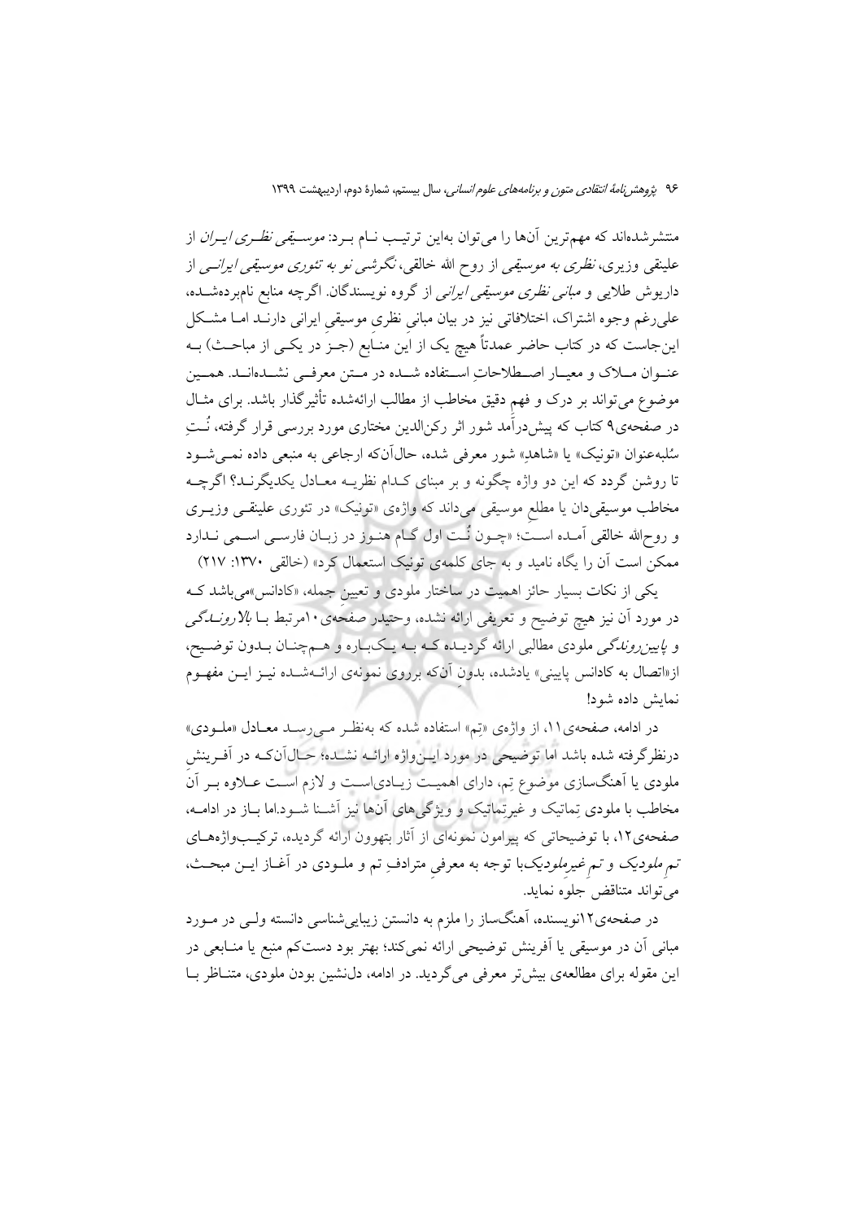منتشرشده‌اند که مهم‌ترین آن‌ها را می‌توان به‌این ترتیب نام برد: *موسیقی نظری ایران* از علینقی وزیری، *نظری به موسیقی* از روح الله خالقی، *نگرشی نو به تئوری موسیقی ایرانی* از داریوش طلایی و *مبانی نظری موسیقی ایرانی* از گروه نویسندگان. اگرچه منابع نام‌برده‌شده، علی‌رغم وجوه اشتراک، اختلافاتی نیز در بیان مبانیِ نظری موسیقیِ ایرانی دارند اما مشکل این‌جاست که در کتاب حاضر عمدتاً هیچ یک از این منابع (جز در یکی از مباحث) به عنوان ملاک و معیار اصطلاحاتِ استفاده شده در متن معرفی نشده‌اند. همین موضوع می‌تواند بر درک و فهمِ دقیق مخاطب از مطالب ارائه‌شده تأثیرگذار باشد. برای مثال در صفحه‌ی۹ کتاب که پیش‌درآمد شور اثر رکن‌الدین مختاری مورد بررسی قرار گرفته، نُتِ سُل‌به‌عنوان «تونیک» یا «شاهد» شور معرفی شده، حال‌آن‌که ارجاعی به منبعی داده نمی‌شود تا روشن گردد که این دو واژه چگونه و بر مبنای کدام نظریه معادل یکدیگرند؟ اگرچه مخاطب موسیقی‌دان یا مطلعِ موسیقی می‌داند که واژه‌ی «تونیک» در تئوری علینقی وزیری و روح‌الله خالقی آمده است؛ «چون نُت اول گام هنوز در زبان فارسی اسمی ندارد ممکن است آن را یگاه نامید و به جای کلمه‌ی تونیک استعمال کرد» (خالقی ۱۳۷۰: ۲۱۷)

یکی از نکات بسیار حائز اهمیت در ساختار ملودی و تعیین جمله، «کادانس»می‌باشد که در مورد آن نیز هیچ توضیح و تعریفی ارائه نشده، وحتیدر صفحه‌ی۱۰مرتبط با *بالارونده‌گی* و *پایین‌رونده‌گی* ملودی مطالبی ارائه گردیده که به یک‌باره و هم‌چنان بدون توضیح، از«اتصال به کادانس پایینی» یادشده، بدونِ آن‌که برروی نمونه‌ی ارائه‌شده نیز این مفهوم نمایش داده شود!

در ادامه، صفحه‌ی۱۱، از واژه‌ی «تِم» استفاده شده که به‌نظر می‌رسد معادل «ملودی» درنظرگرفته شده باشد اما توضیحی در مورد این‌واژه ارائه نشده؛ حال‌آن‌که در آفرینشِ ملودی یا آهنگ‌سازی موضوعِ تِم، دارای اهمیت زیادی‌است و لازم است علاوه بر آن مخاطب با ملودی تِماتیک و غیرتِماتیک و ویژگی‌های آن‌ها نیز آشنا شود.اما باز در ادامه، صفحه‌ی۱۲، با توضیحاتی که پیرامون نمونه‌ای از آثار بتهوون ارائه گردیده، ترکیب‌واژه‌های *تم ملودیک* و *تم غیرملودیک*با توجه به معرفیِ مترادفِ تم و ملودی در آغاز این مبحث، می‌تواند متناقض جلوه نماید.

در صفحه‌ی۱۲نویسنده، آهنگ‌ساز را ملزم به دانستن زیبایی‌شناسی دانسته ولی در مورد مبانی آن در موسیقی یا آفرینش توضیحی ارائه نمی‌کند؛ بهتر بود دست‌کم منبع یا منابعی در این مقوله برای مطالعه‌ی بیش‌تر معرفی می‌گردید. در ادامه، دلنشین بودن ملودی، متناظر با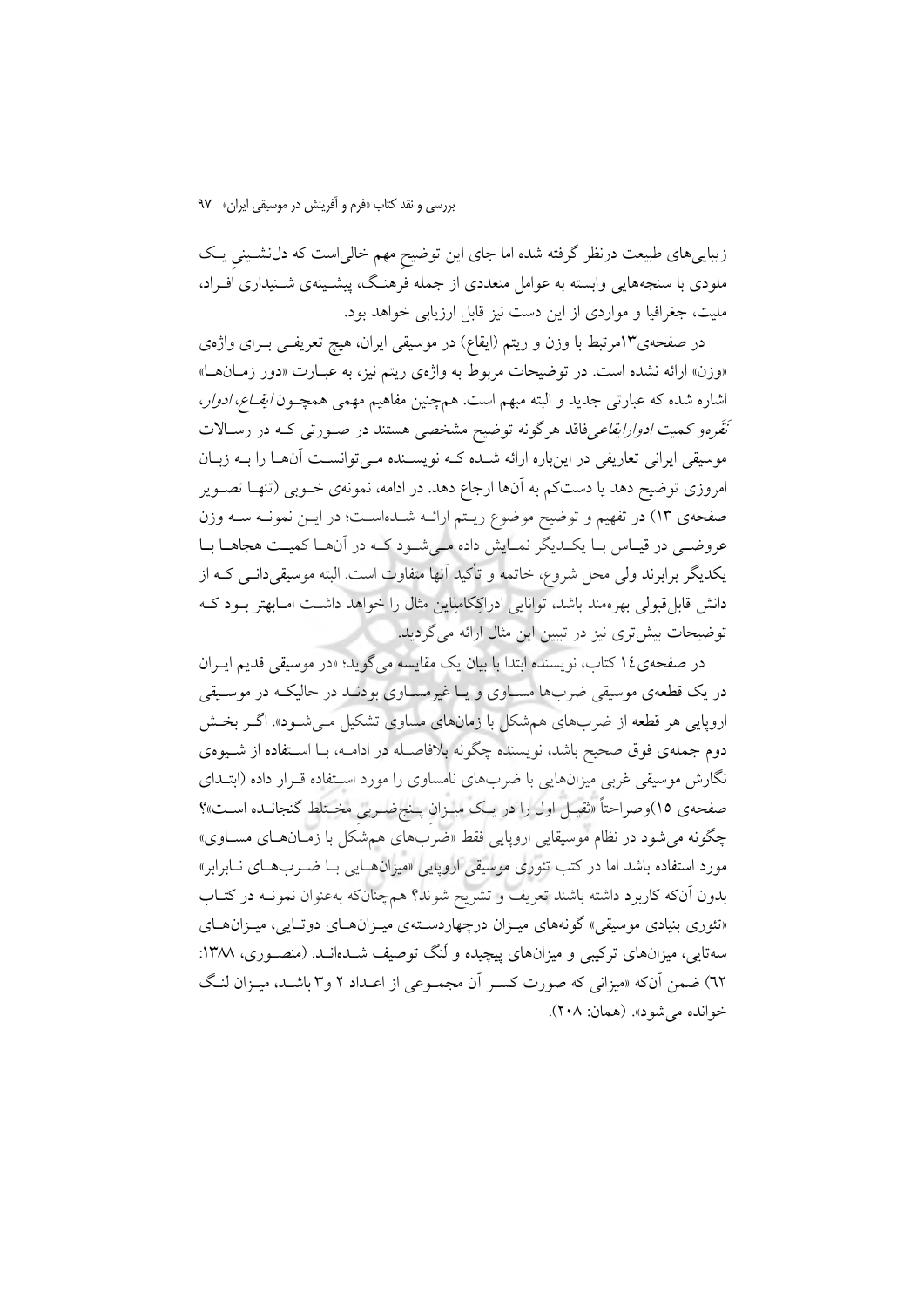زیبایی‌های طبیعت درنظر گرفته شده اما جای این توضیحِ مهم خالی‌است که دل‌نشینیِ یک ملودی با سنجه‌هایی وابسته به عوامل متعددی از جمله فرهنگ، پیشینه‌ی شنیداری افراد، ملیت، جغرافیا و مواردی از این دست نیز قابل ارزیابی خواهد بود.

در صفحه‌ی۱۳مرتبط با وزن و ریتم (ایقاع) در موسیقی ایران، هیچ تعریفی برای واژه‌ی «وزن» ارائه نشده است. در توضیحات مربوط به واژه‌ی ریتم نیز، به عبارت «دور زمان‌ها» اشاره شده که عبارتی جدید و البته مبهم است. هم‌چنین مفاهیم مهمی همچون *ایقاع، ادوار، نَقَره‌و کمیت ادوارایقاعی*فاقد هرگونه توضیح مشخصی هستند در صورتی که در رسالات موسیقی ایرانی تعاریفی در این‌باره ارائه شده که نویسنده می‌توانست آن‌ها را به زبان امروزی توضیح دهد یا دست‌کم به آن‌ها ارجاع دهد. در ادامه، نمونه‌ی خوبی (تنها تصویر صفحه‌ی ۱۳) در تفهیم و توضیح موضوع ریتم ارائه شده‌است؛ در این نمونه سه وزن عروضی در قیاس با یکدیگر نمایش داده می‌شود که در آن‌ها کمیت هجاها با یکدیگر برابرند ولی محل شروع، خاتمه و تأکید آنها متفاوت است. البته موسیقی‌دانی که از دانش قابل‌قبولی بهره‌مند باشد، توانایی ادراکِ‌کاملِاین مثال را خواهد داشت امابهتر بود که توضیحات بیش‌تری نیز در تبیین این مثال ارائه می‌گردید.

در صفحه‌ی۱٤ کتاب، نویسنده ابتدا با بیان یک مقایسه می‌گوید؛ «در موسیقی قدیم ایران در یک قطعه‌ی موسیقی ضرب‌ها مساوی و یا غیرمساوی بودند در حالیکه در موسیقی اروپایی هر قطعه از ضرب‌های هم‌شکل با زمان‌های مساوی تشکیل می‌شود». اگر بخش دوم جمله‌ی فوق صحیح باشد، نویسنده چگونه بلافاصله در ادامه، با استفاده از شیوه‌ی نگارش موسیقی غربی میزان‌هایی با ضرب‌های نامساوی را مورد استفاده قرار داده (ابتدای صفحه‌ی ۱۵)وصراحتاً «ثقیل اول را در یک میزانِ پنج‌ضربیِ مختلط گنجانده است»؟ چگونه می‌شود در نظام موسیقایی اروپایی فقط «ضرب‌های هم‌شکل با زمان‌های مساوی» مورد استفاده باشد اما در کتب تئوری موسیقی اروپایی «میزان‌هایی با ضرب‌های نابرابر» بدون آن‌که کاربرد داشته باشند تعریف و تشریح شوند؟ هم‌چنان‌که به‌عنوان نمونه در کتاب «تئوری بنیادی موسیقی» گونه‌های میزان درچهاردسته‌ی میزان‌های دوتایی، میزان‌های سه‌تایی، میزان‌های ترکیبی و میزان‌های پیچیده و لَنگ توصیف شده‌اند. (منصوری، ۱۳۸۸: ٦۲) ضمن آن‌که «میزانی که صورت کسر آن مجموعی از اعداد ۲ و۳ باشد، میزان لنگ خوانده می‌شود». (همان: ۲۰۸).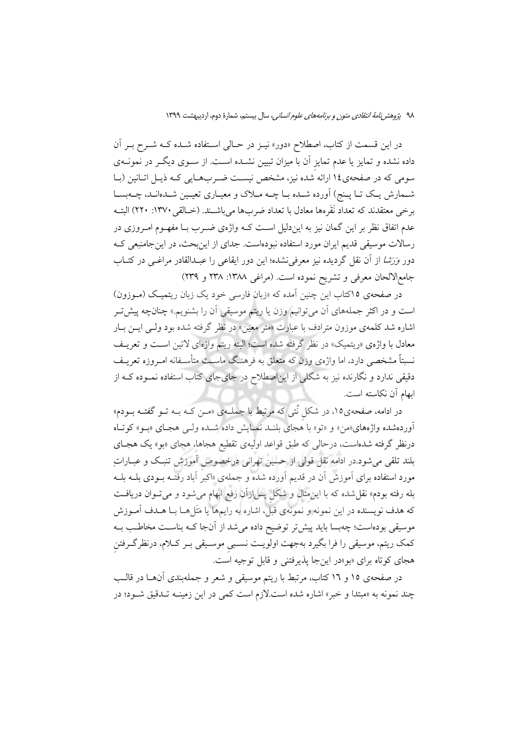در این قسمت از کتاب، اصطلاح «دور» نیـز در حـالی اسـتفاده شـده کـه شـرح بـر آن داده نشده و تمایز یا عدم تمایز آن با میزان تبیین نشـده اسـت. از سـوی دیگـر در نمونـه‌ی سومی که در صفحه‌ی۱٤ ارائه شده نیز، مشخص نیسـت ضـرب‌هـایی کـه ذیـل اتـانین (بـا شـمارش یـک تـا پـنج) آورده شـده بـا چـه مـلاک و معیـاری تعیـین شـده‌انـد، چـه‌بسـا برخی معتقدند که تعداد نَقَره‌ها معادل با تعداد ضرب‌ها می‌باشـند. (خـالقی ۱۳۷۰: ۲۲۰) البتـه عدم اتفاق نظر بر این گمان نیز به این‌دلیل اسـت کـه واژه‌ی ضـرب بـا مفهـوم امـروزی در رسالات موسیقی قدیم ایران مورد استفاده نبوده‌است. جدای از این‌بحث، در این‌جامنبعی کـه دور *وَرَشا* از آن نقل گردیده نیز معرفی‌نشده؛ این دور ایقاعی را عبـدالقادر مراغـی در کتـاب جامع‌الالحان معرفی و تشریح نموده است. (مراغی ۱۳۸۸: ۲۳۸ و ۲۳۹)

در صفحه‌ی ۱۵کتاب این چنین آمده که «زبان فارسی خود یک زبان ریتمیـک (مـوزون) است و در اکثر جمله‌های آن می‌توانیم وزن یا ریتم موسیقی آن را بشنویم.» چنان‌چه پیش‌تـر اشاره شد کلمه‌ی موزون مترادف با عبارت «متر معین» در نظر گرفته شده بود ولـی ایـن بـار معادل با واژه‌ی «ریتمیک» در نظر گرفته شده است؛ البته ریتم واژه‌ای لاتین اسـت و تعریـف نسبتاً مشخصی دارد، اما واژه‌ی وزن که متعلق به فرهنـگ ماسـت متأسـفانه امـروزه تعریـف دقیقی ندارد و نگارنده نیز به شکلی از این‌اصطلاح در جای‌جای کتاب استفاده نمـوده کـه از ابهام آن نکاسته است.

در ادامه، صفحه‌ی۱۵، در شکلِ نُتی که مرتبط با جملـه‌ی «مـن کـه بـه تـو گفتـه بـودم» آورده‌شده واژه‌های«من» و «تو» با هجای بلنـد نمـایش داده شـده ولـی هجـای «بـو» کوتـاه درنظر گرفته شده‌است، درحالی که طبق قواعد اولیه‌ی تقطیع هجاها، هجای «بو» یک هجـای بلند تلقی می‌شود.در ادامه نقل قولی از حسین تهرانی درخصوص آموزش تنبـک و عبـاراتِ مورد استفاده برای آموزش آن در قدیم آورده شده و جمله‌ی «اکبر آباد رفتـه بـودی بلـه بلـه بله رفته بودم» نقل‌شده که با این‌مثال و شکلِ پس‌از‌آن رفع ابهام می‌شود و می‌تـوان دریافـت که هدف نویسنده در این نمونه و نمونه‌ی قبل، اشاره به رایم‌ها یا مَتَل‌هـا بـا هـدف آمـوزش موسیقی بوده‌است؛ چه‌بسا باید پیش‌تر توضیح داده می‌شد از آن‌جا کـه بناسـت مخاطـب بـه کمک ریتم، موسیقی را فرا بگیرد به‌جهت اولویـت نسـبیِ موسـیقی بـر کـلام، درنظرگـرفتنِ هجای کوتاه برای «بو»در این‌جا پذیرفتنی و قابل توجیه است.

در صفحه‌ی ۱۵ و ۱٦ کتاب، مرتبط با ریتم موسیقی و شعر و جمله‌بندی آن‌هـا در قالـب چند نمونه به «مبتدا و خبر» اشاره شده است.لازم است کمی در این زمینـه تـدقیق شـود؛ در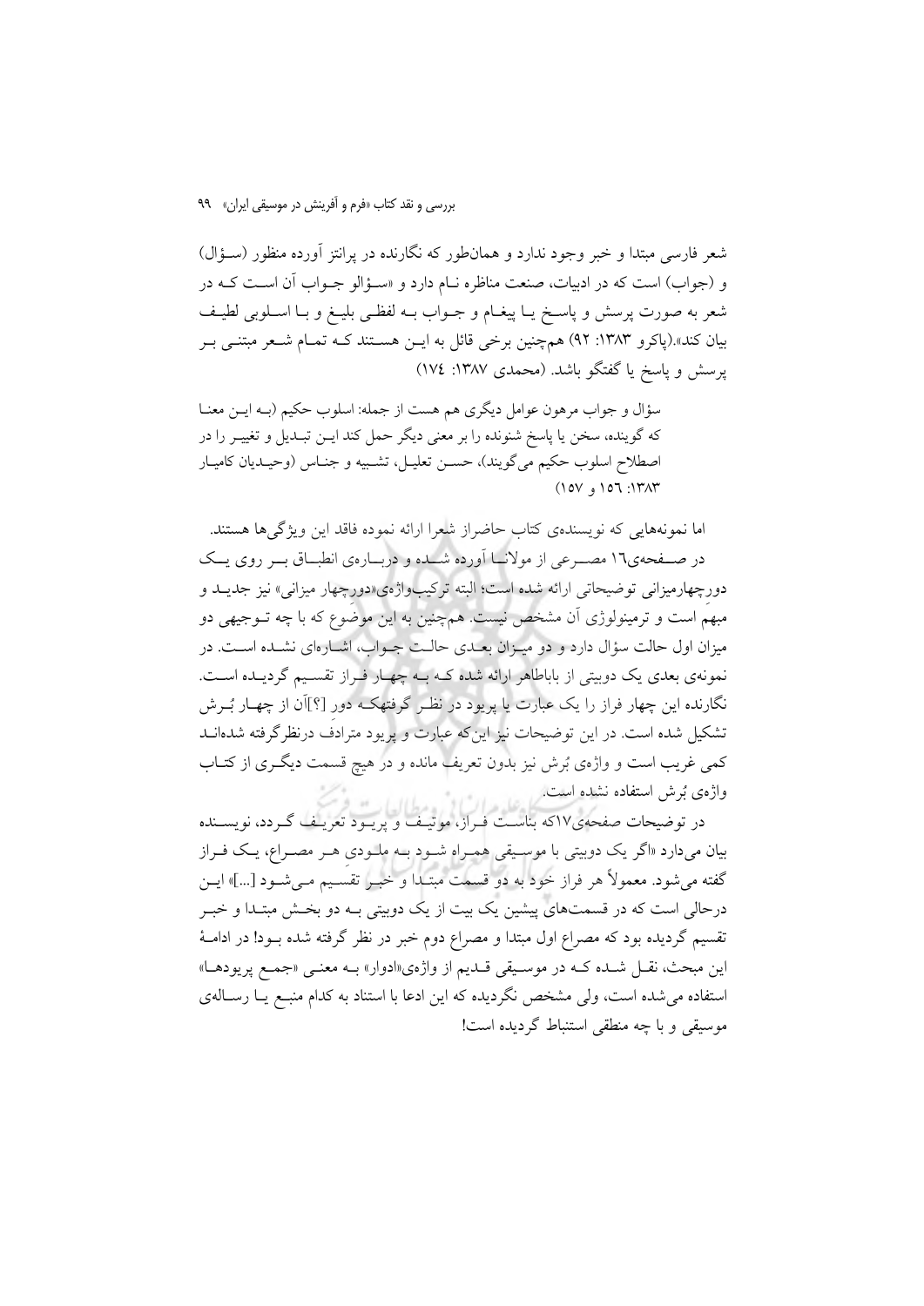شعر فارسی مبتدا و خبر وجود ندارد و همان‌طور که نگارنده در پرانتز آورده منظور (سؤال) و (جواب) است که در ادبیات، صنعت مناظره نام دارد و «سؤالو جواب آن است که در شعر به صورت پرسش و پاسخ یا پیغام و جواب به لفظی بلیغ و با اسلوبی لطیف بیان کند».(پاکرو ۱۳۸۳: ۹۲) هم‌چنین برخی قائل به این هستند که تمام شعر مبتنی بر پرسش و پاسخ یا گفتگو باشد. (محمدی ۱۳۸۷: ۱۷٤)

> سؤال و جواب مرهون عوامل دیگری هم هست از جمله: اسلوب حکیم (به این معنا که گوینده، سخن یا پاسخ شنونده را بر معنی دیگر حمل کند این تبدیل و تغییر را در اصطلاح اسلوب حکیم می‌گویند)، حسن تعلیل، تشبیه و جناس (وحیدیان کامیار ۱۳۸۳: ۱٥٦ و ۱٥۷)

اما نمونه‌هایی که نویسنده‌ی کتاب حاضراز شعرا ارائه نموده فاقد این ویژگی‌ها هستند.

در صفحه‌ی۱٦ مصرعی از مولانا آورده شده و درباره‌ی انطباق بر روی یک دورچهارمیزانی توضیحاتی ارائه شده است؛ البته ترکیب‌واژه‌ی«دورچهار میزانی» نیز جدید و مبهم است و ترمینولوژی آن مشخص نیست. هم‌چنین به این موضوع که با چه توجیهی دو میزان اول حالت سؤال دارد و دو میزان بعدی حالت جواب، اشاره‌ای نشده است. در نمونه‌ی بعدی یک دوبیتی از باباطاهر ارائه شده که به چهار فراز تقسیم گردیده است. نگارنده این چهار فراز را یک عبارت یا پریود در نظر گرفتهکه دور [؟]آن از چهار بُرش تشکیل شده است. در این توضیحات نیز این‌که عبارت و پریود مترادف درنظرگرفته شده‌اند کمی غریب است و واژه‌ی بُرش نیز بدون تعریف مانده و در هیچ قسمت دیگری از کتاب واژه‌ی بُرش استفاده نشده است.

در توضیحات صفحه‌ی۱۷که بناست فراز، موتیف و پریود تعریف گردد، نویسنده بیان می‌دارد «اگر یک دوبیتی با موسیقی همراه شود به ملودی هر مصراع، یک فراز گفته می‌شود. معمولاً هر فراز خود به دو قسمت مبتدا و خبر تقسیم می‌شود [...]» این درحالی است که در قسمت‌های پیشین یک بیت از یک دوبیتی به دو بخش مبتدا و خبر تقسیم گردیده بود که مصراع اول مبتدا و مصراع دوم خبر در نظر گرفته شده بود! در ادامهٔ این مبحث، نقل شده که در موسیقی قدیم از واژه‌ی«ادوار» به معنی «جمع پریودها» استفاده می‌شده است، ولی مشخص نگردیده که این ادعا با استناد به کدام منبع یا رساله‌ی موسیقی و با چه منطقی استنباط گردیده است!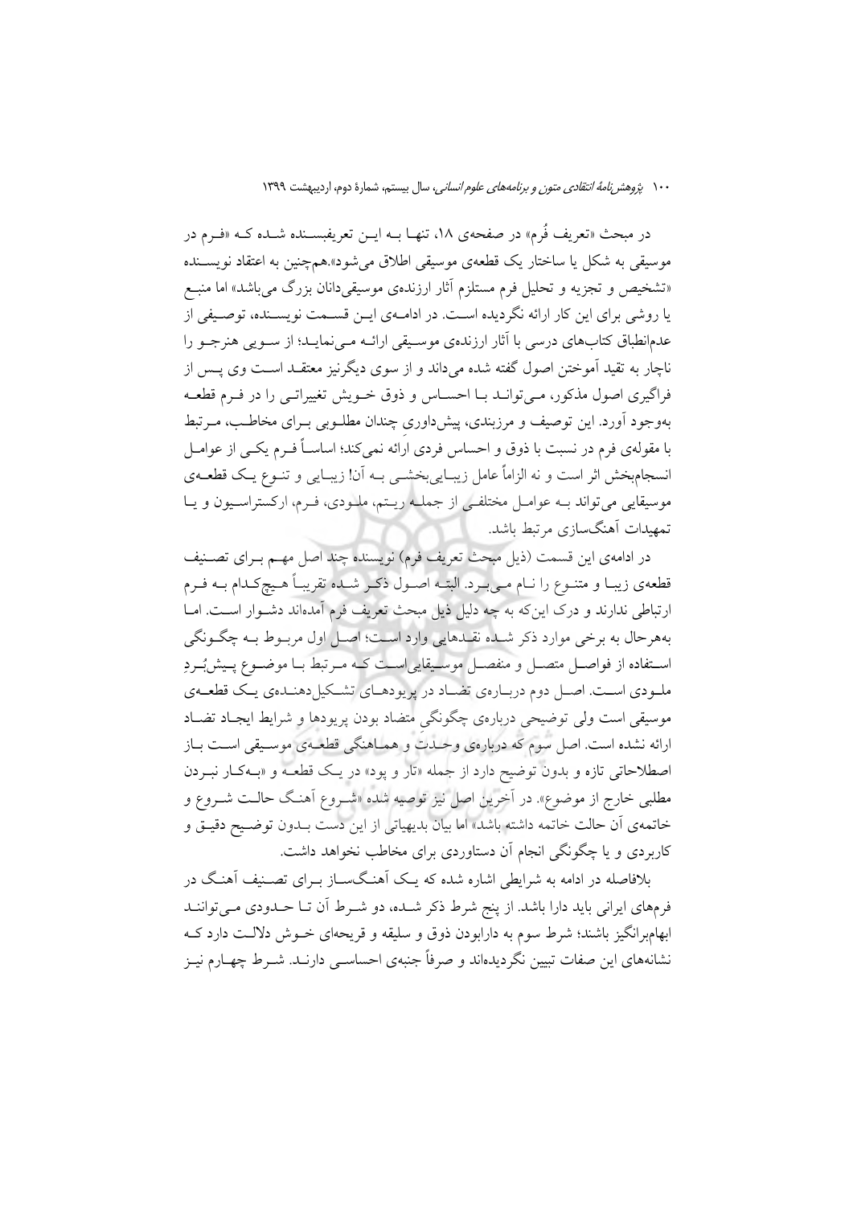در مبحث «تعریف فُرم» در صفحه‌ی ۱۸، تنها به این تعریفبسنده شده که «فرم در موسیقی به شکل یا ساختار یک قطعه‌ی موسیقی اطلاق می‌شود».هم‌چنین به اعتقاد نویسنده «تشخیص و تجزیه و تحلیل فرم مستلزم آثار ارزنده‌ی موسیقی‌دانان بزرگ می‌باشد» اما منبع یا روشی برای این کار ارائه نگردیده است. در ادامه‌ی این قسمت نویسنده، توصیفی از عدم‌انطباق کتاب‌های درسی با آثار ارزنده‌ی موسیقی ارائه می‌نماید؛ از سویی هنرجو را ناچار به تقید آموختن اصول گفته شده می‌داند و از سوی دیگرنیز معتقد است وی پس از فراگیری اصول مذکور، می‌تواند با احساس و ذوق خویش تغییراتی را در فرم قطعه به‌وجود آورد. این توصیف و مرزبندی، پیش‌داوری چندان مطلوبی برای مخاطب، مرتبط با مقوله‌ی فرم در نسبت با ذوق و احساس فردی ارائه نمی‌کند؛ اساساً فرم یکی از عوامل انسجام‌بخش اثر است و نه الزاماً عامل زیبایی‌بخشی به آن! زیبایی و تنوع یک قطعه‌ی موسیقایی می‌تواند به عوامل مختلفی از جمله ریتم، ملودی، فرم، ارکستراسیون و یا تمهیدات آهنگ‌سازی مرتبط باشد.

در ادامه‌ی این قسمت (ذیل مبحث تعریف فرم) نویسنده چند اصل مهم برای تصنیف قطعه‌ی زیبا و متنوع را نام می‌برد. البته اصول ذکر شده تقریباً هیچ‌کدام به فرم ارتباطی ندارند و درک این‌که به چه دلیل ذیل مبحث تعریف فرم آمده‌اند دشوار است. اما به‌هرحال به برخی موارد ذکر شده نقدهایی وارد است؛ اصل اول مربوط به چگونگی استفاده از فواصل متصل و منفصل موسیقایی‌است که مرتبط با موضوع پیش‌بُردِ ملودی است. اصل دوم درباره‌ی تضاد در پریودهای تشکیل‌دهنده‌ی یک قطعه‌ی موسیقی است ولی توضیحی درباره‌ی چگونگی متضاد بودن پریودها و شرایط ایجاد تضاد ارائه نشده است. اصل سوم که درباره‌ی وحدت و هماهنگی قطعه‌ی موسیقی است باز اصطلاحاتی تازه و بدون توضیح دارد از جمله «تار و پود» در یک قطعه و «به‌کار نبردن مطلبی خارج از موضوع». در آخرین اصل نیز توصیه شده «شروع آهنگ حالت شروع و خاتمه‌ی آن حالت خاتمه داشته باشد» اما بیان بدیهیاتی از این دست بدون توضیح دقیق و کاربردی و یا چگونگی انجام آن دستاوردی برای مخاطب نخواهد داشت.

بلافاصله در ادامه به شرایطی اشاره شده که یک آهنگ‌ساز برای تصنیف آهنگ در فرم‌های ایرانی باید دارا باشد. از پنج شرط ذکر شده، دو شرط آن تا حدودی می‌توانند ابهام‌برانگیز باشند؛ شرط سوم به دارابودن ذوق و سلیقه و قریحه‌ای خوش دلالت دارد که نشانه‌های این صفات تبیین نگردیده‌اند و صرفاً جنبه‌ی احساسی دارند. شرط چهارم نیز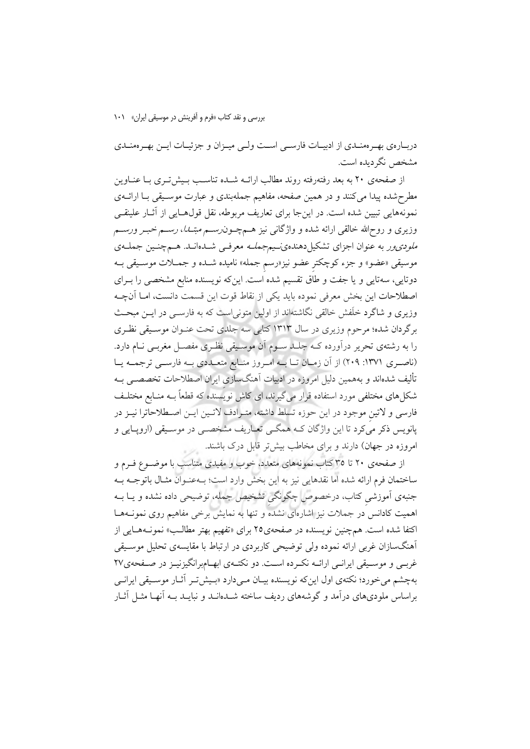دربــارهی بهــرهمنــدی از ادبیــات فارســی اســت ولــی میــزان و جزئیــات ایــن بهــرهمنــدی مشخص نگردیده است.

از صفحهی ۲۰ به بعد رفته‌رفته روند مطالب ارائــه شــده تناسـب بـیش‌تـری بــا عنــاوین مطرح‌شده پیدا می‌کنند و در همین صفحه، مفاهیم جمله‌بندی و عبارت موســیقی بــا ارائــه‌ی نمونه‌هایی تبیین شده است. در این‌جا برای تعاریف مربوطه، نقل قول‌هــایی از آثــار علینقــی وزیری و روح‌الله خالقی ارائه شده و واژگانی نیز هــم‌چــون*رســم مبتــدا*، *رســم خبــر* و*رســم ملودی‌ور* به عنوان اجزای تشکیل‌دهنده‌ی*نـیم‌جملـه* معرفــی شــده‌انــد. هــم‌چنــین جملــه‌ی موسیقی «عضو» و جزء کوچک‌ترِ عضو نیز«رسم جمله» نامیده شــده و جمــلات موســیقی بــه دوتایی، سه‌تایی و یا جفت و طاق تقسیم شده است. این‌که نویسنده منابع مشخصی را بــرای اصطلاحات این بخش معرفی نموده باید یکی از نقاط قوت این قسمت دانست، امــا آن‌چــه وزیری و شاگرد خلَفش خالقی نگاشته‌اند از اولین متونی‌است که به فارســی در ایــن مبحـث برگردان شده؛ مرحوم وزیری در سال ۱۳۱۳ کتابی سه جلدی تحت عنــوان موســیقی نظــری را به رشته‌ی تحریر درآورده کــه جلــد ســوم آن موســیقی نظــری مفصــل مغربــی نــام دارد. (ناصــری ۱۳۷۱: ۲۰۹) از آن زمــان تــا بــه امــروز منــابع متعــددی بــه فارســی ترجمــه یــا تألیف شده‌اند و به‌همین دلیل امروزه در ادبیات آهنگ‌سازیِ ایران اصطلاحات تخصصــی بــه شکل‌های مختلفی مورد استفاده قرار می‌گیرند، ای کاش نویسنده که قطعاً بــه منــابع مختلــف فارسی و لاتینِ موجود در این حوزه تسلط داشته، متــرادف لاتــین ایــن اصــطلاحاترا نیــز در پانویس ذکر می‌کرد تا این واژگان کــه همگــی تعــاریف مشخصــی در موســیقی (اروپــایی و امروزه در جهان) دارند و برای مخاطب بیش‌تر قابل درک باشند.

از صفحه‌ی ۲۰ تا ۳۵ کتاب نمونه‌های متعدد، خوب و مفیدی متناسب با موضــوع فــرم و ساختمان فرم ارائه شده اما نقدهایی نیز به این بخش وارد است؛ بــه‌عنــوان مثــال باتوجــه بــه جنبه‌ی آموزشیِ کتاب، درخصوص چگونگیِ تشخیص جمله، توضیحی داده نشده و یــا بــه اهمیت کادانس در جملات نیز اشاره‌ای نشده و تنها به نمایش برخی مفاهیم روی نمونــه‌هــا اکتفا شده است. هم‌چنین نویسنده در صفحه‌ی۲۵ برای «تفهیم بهتر مطالــب» نمونــه‌هــایی از آهنگ‌سازان غربی ارائه نموده ولی توضیحی کاربردی در ارتباط با مقایسه‌ی تحلیل موســیقی غربــی و موســیقی ایرانــی ارائــه نکــرده اســت. دو نکتــه‌ی ابهــام‌برانگیزنیــز در صــفحه‌ی۲۷ به‌چشم می‌خورد؛ نکته‌ی اول این‌که نویسنده بیــان مــی‌دارد «بــیش‌تــر آثــار موســیقی ایرانــی براساس ملودی‌های درآمد و گوشه‌های ردیف ساخته شــده‌انــد و نبایــد بــه آنهــا مثــل آثــار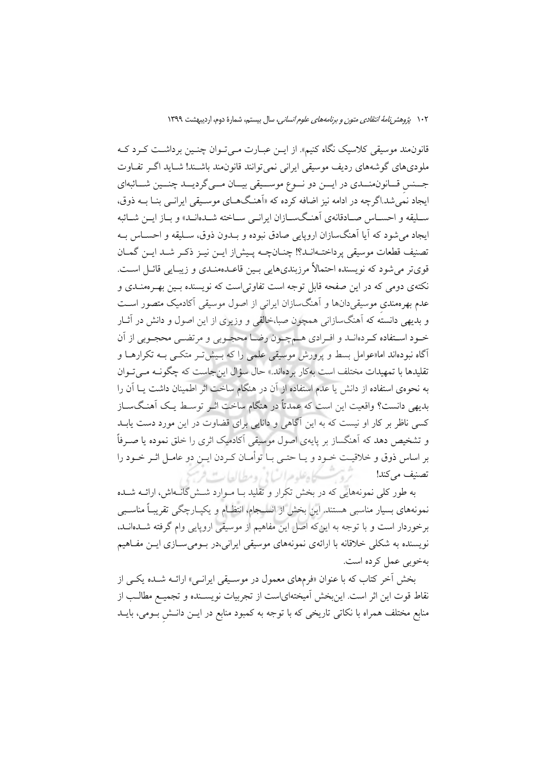قانون‌مند موسیقی کلاسیک نگاه کنیم». از این عبارت می‌توان چنین برداشت کرد که ملودی‌های گوشه‌های ردیف موسیقی ایرانی نمی‌توانند قانون‌مند باشند! شاید اگر تفاوت جنسِ قانون‌مندی در این دو نوع موسیقی بیان می‌گردید چنین شائبه‌ای ایجاد نمی‌شد.اگرچه در ادامه نیز اضافه کرده که «آهنگ‌های موسیقی ایرانی بنا به ذوق، سلیقه و احساس صادقانه‌ی آهنگ‌سازان ایرانی ساخته شده‌اند» و باز این شائبه ایجاد می‌شود که آیا آهنگ‌سازان اروپایی صادق نبوده و بدون ذوق، سلیقه و احساس به تصنیف قطعات موسیقی پرداخته‌اند؟! چنان‌چه پیش‌از این نیز ذکر شد این گمان قوی‌تر می‌شود که نویسنده احتمالاً مرزبندی‌هایی بین قاعده‌مندی و زیبایی قائل است. نکته‌ی دومی که در این صفحه قابل توجه است تفاوتی‌است که نویسنده بین بهره‌مندی و عدم بهره‌مندی موسیقی‌دان‌ها و آهنگ‌سازان ایرانی از اصول موسیقی آکادمیک متصور است و بدیهی دانسته که آهنگ‌سازانی همچون صبا،خالقی و وزیری از این اصول و دانش در آثار خود استفاده کرده‌اند و افرادی هم‌چون رضا محجوبی و مرتضی محجوبی از آن آگاه نبوده‌اند اما«عوامل بسط و پرورش موسیقی علمی را که بیش‌تر متکی به تکرارها و تقلیدها با تمهیدات مختلف است به‌کار برده‌اند.» حال سؤال این‌جاست که چگونه می‌توان به نحوه‌ی استفاده از دانش یا عدم استفاده از آن در هنگام ساخت اثر اطمینان داشت یا آن را بدیهی دانست؟ واقعیت این است که عمدتاً در هنگام ساخت اثر توسط یک آهنگ‌ساز کسی ناظر بر کار او نیست که به این آگاهی و دانایی برای قضاوت در این مورد دست یابد و تشخیص دهد که آهنگ‌ساز بر پایه‌ی اصول موسیقی آکادمیک اثری را خلق نموده یا صرفاً بر اساس ذوق و خلاقیت خود و یا حتی با توأمان کردن این دو عامل اثر خود را تصنیف می‌کند!

به طور کلی نمونه‌هایی که در بخش تکرار و تقلید با موارد شش‌گانه‌اش، ارائه شده نمونه‌های بسیار مناسبی هستند. این بخش از انسجام، انتظام و یکپارچگی تقریباً مناسبی برخوردار است و با توجه به این‌که اصل این مفاهیم از موسیقی اروپایی وام گرفته شده‌اند، نویسنده به شکلی خلاقانه با ارائه‌ی نمونه‌های موسیقی ایرانی،در بومی‌سازی این مفاهیم به‌خوبی عمل کرده است.

بخش آخر کتاب که با عنوان «فرم‌های معمول در موسیقی ایرانی» ارائه شده یکی از نقاط قوت این اثر است. این‌بخش آمیخته‌ای‌است از تجربیات نویسنده و تجمیع مطالب از منابع مختلف همراه با نکاتی تاریخی که با توجه به کمبود منابع در این دانشِ بومی، باید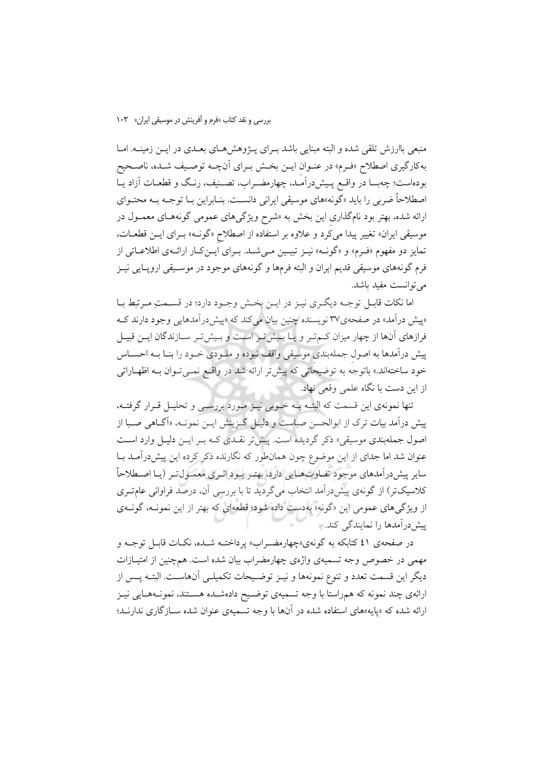منبعی باارزش تلقی شده و البته مبنایی باشد برای پژوهش‌های بعدی در این زمینه. اما به‌کارگیری اصطلاح «فرم» در عنوان این بخش برای آن‌چه توصیف شده، ناصحیح بوده‌است؛ چه‌بسا در واقع پیش‌درآمد، چهارمضراب، تصنیف، رنگ و قطعات آزاد یا اصطلاحاً ضربی را باید «گونه»های موسیقی ایرانی دانست. بنابراین با توجه به محتوای ارائه شده، بهتر بود نام‌گذاری این بخش به «شرح ویژگی‌های عمومی گونه‌های معمول در موسیقی ایران» تغییر پیدا می‌کرد و علاوه بر استفاده از اصطلاح «گونه» برای این قطعات، تمایز دو مفهوم «فرم» و «گونه» نیز تبیین می‌شد. برای این‌کار ارائه‌ی اطلاعاتی از فرم گونه‌های موسیقی قدیم ایران و البته فرم‌ها و گونه‌های موجود در موسیقی اروپایی نیز می‌توانست مفید باشد.

اما نکات قابل توجه دیگری نیز در این بخش وجود دارد؛ در قسمتِ مرتبط با «پیش درآمد» در صفحه‌ی۳۷ نویسنده چنین بیان می‌کند که «پیش‌درآمدهایی وجود دارند که فرازهای آن‌ها از چهار میزان کم‌تر و یا بیش‌تر است و بیش‌تر سازندگان این قبیل پیش درآمدها به اصول جمله‌بندیِ موسیقی واقف نبوده و ملودی خود را بنا به احساس خود ساخته‌اند.» باتوجه به توضیحاتی که پیش‌تر ارائه شد در واقع نمی‌توان به اظهاراتی از این دست با نگاه علمی وقعی نهاد.

تنها نمونه‌ی این قسمت که البته به خوبی نیز مورد بررسی و تحلیل قرار گرفته، پیش درآمد بیات ترک از ابوالحسن صباست و دلیل گزینش این نمونه، «آگاهی صبا از اصول جمله‌بندی موسیقی» ذکر گردیده است. پیش‌تر نقدی که بر این دلیل وارد است عنوان شد اما جدای از این موضوع چون همان‌طور که نگارنده ذکر کرده این پیش‌درآمد با سایر پیش‌درآمدهای موجود تفاوت‌هایی دارد، بهتر بود اثری معمول‌تر (یا اصطلاحاً کلاسیک‌تر) از گونه‌ی پیش‌درآمد انتخاب می‌گردید تا با بررسی آن، درصد فراوانی عام‌تری از ویژگی‌های عمومی این «گونه» به‌دست داده شود؛ قطعه‌ای که بهتر از این نمونه، گونه‌ی پیش‌درآمدها را نمایندگی کند.

در صفحه‌ی ٤١ کتابکه به گونه‌ی«چهارمضراب» پرداخته شده، نکات قابل توجه و مهمی در خصوص وجه تسمیه‌ی واژه‌ی چهارمضراب بیان شده است. هم‌چنین از امتیازات دیگر این قسمت تعدد و تنوع نمونه‌ها و نیز توضیحات تکمیلی آن‌هاست. البته پس از ارائه‌ی چند نمونه که هم‌راستا با وجه تسمیه‌ی توضیح داده‌شده هستند، نمونه‌هایی نیز ارائه شده که «پایه»های استفاده شده در آن‌ها با وجه تسمیه‌ی عنوان شده سازگاری ندارند؛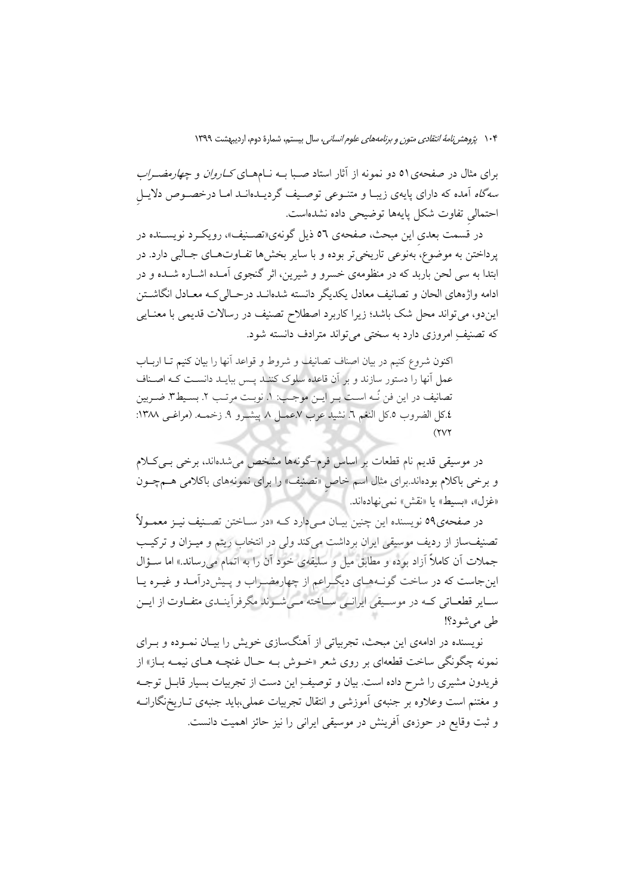برای مثال در صفحه‌ی ۵۱ دو نمونه از آثار استاد صبا به نام‌های *کاروان* و *چهارمضراب سه‌گاه* آمده که دارای پایه‌ی زیبا و متنوعی توصیف گردیده‌اند اما درخصوص دلایلِ احتمالیِ تفاوت شکل پایه‌ها توضیحی داده نشده‌است.

در قسمت بعدی این مبحث، صفحه‌ی ٥٦ ذیل گونه‌ی«تصنیف»، رویکرد نویسنده در پرداختن به موضوع، به‌نوعی تاریخی‌تر بوده و با سایر بخش‌ها تفاوت‌های جالبی دارد. در ابتدا به سی لحن باربد که در منظومه‌ی خسرو و شیرین، اثر گنجوی آمده اشاره شده و در ادامه واژه‌های الحان و تصانیف معادل یکدیگر دانسته شده‌اند درحالی‌که معادل انگاشتن این‌دو، می‌تواند محل شک باشد؛ زیرا کاربرد اصطلاح تصنیف در رسالات قدیمی با معنایی که تصنیفِ امروزی دارد به سختی می‌تواند مترادف دانسته شود.

> اکنون شروع کنیم در بیان اصناف تصانیف و شروط و قواعد آنها را بیان کنیم تا ارباب عمل آنها را دستور سازند و بر آن قاعده سلوک کنند پس بباید دانست که اصناف تصانیف در این فن نُه است بر این موجب: ۱. نوبت مرتب ۲. بسیط۳. ضربین ٤.کل الضروب ٥.کل النغم ٦. نشید عرب ٧.عمل ٨ پیشرو ٩. زخمه. (مراغی ١٣٨٨: ٢٧٢)

در موسیقی قدیم نام قطعات بر اساس فرم-گونه‌ها مشخص می‌شده‌اند، برخی بی‌کلام و برخی باکلام بوده‌اند.برای مثال اسم خاصِ «تصنیف» را برای نمونه‌های باکلامی هم‌چون «غزل»، «بسیط» یا «نقش» نمی‌نهاده‌اند.

در صفحه‌ی٥٩ نویسنده این چنین بیان می‌دارد که «در ساختن تصنیف نیز معمولاً تصنیف‌ساز از ردیف موسیقی ایران برداشت می‌کند ولی در انتخاب ریتم و میزان و ترکیب جملات آن کاملاً آزاد بوده و مطابق میل و سلیقه‌ی خود آن را به اتمام می‌رساند.» اما سؤال این‌جاست که در ساخت گونه‌های دیگراعم از چهارمضراب و پیش‌درآمد و غیره یا سایر قطعاتی که در موسیقی ایرانی ساخته می‌شوند مگرفرآیندی متفاوت از این طی می‌شود؟!

نویسنده در ادامه‌ی این مبحث، تجربیاتی از آهنگ‌سازی خویش را بیان نموده و برای نمونه چگونگی ساخت قطعه‌ای بر روی شعر «خوش به حال غنچه های نیمه باز» از فریدون مشیری را شرح داده است. بیان و توصیفِ این دست از تجربیات بسیار قابل توجه و مغتنم است وعلاوه بر جنبه‌ی آموزشی و انتقال تجربیات عملی،باید جنبه‌ی تاریخ‌نگارانه و ثبت وقایع در حوزه‌ی آفرینش در موسیقی ایرانی را نیز حائز اهمیت دانست.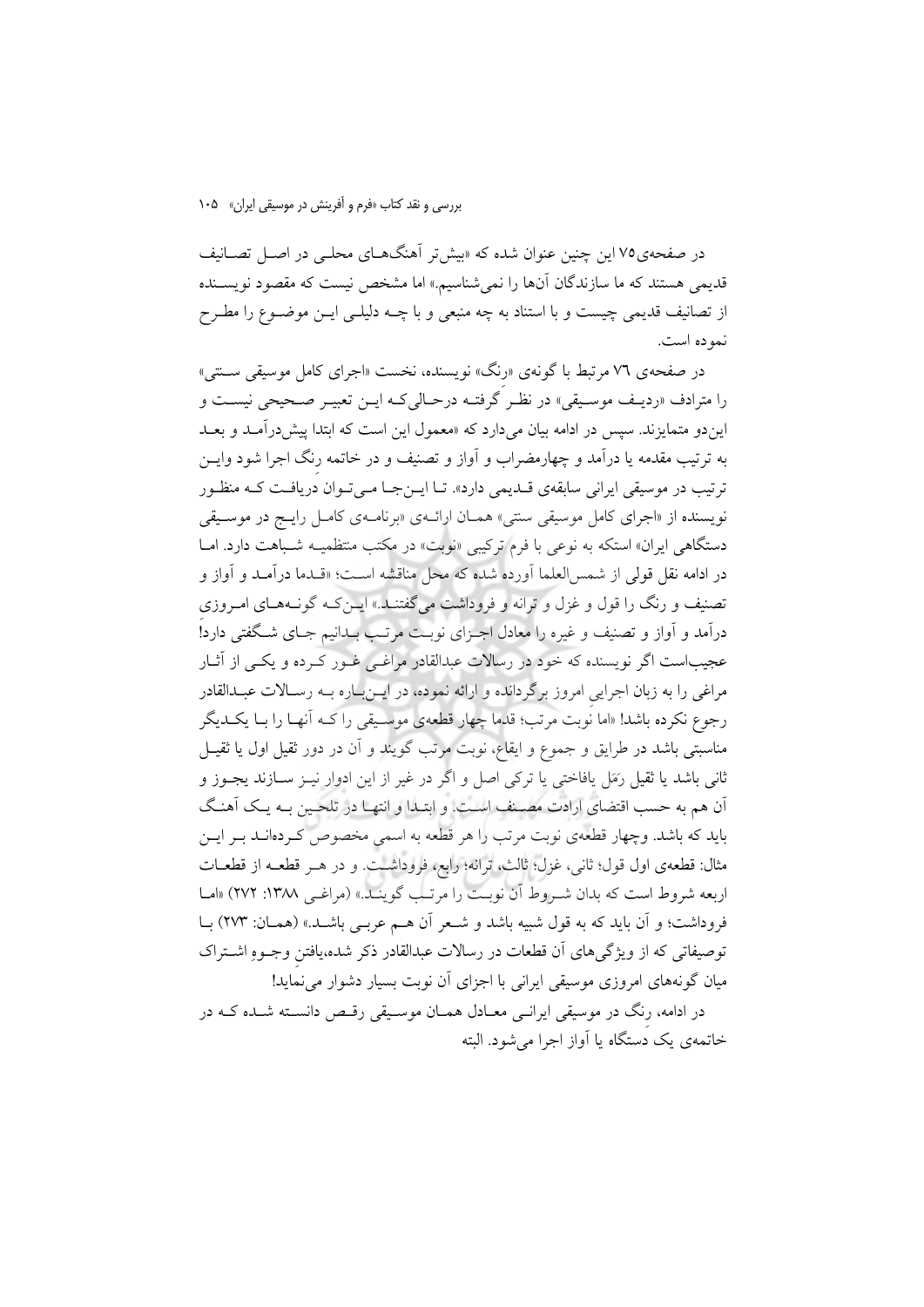در صفحه‌ی۷۵ این چنین عنوان شده که «بیش‌تر آهنگ‌های محلی در اصل تصانیف قدیمی هستند که ما سازندگان آن‌ها را نمی‌شناسیم.» اما مشخص نیست که مقصود نویسنده از تصانیف قدیمی چیست و با استناد به چه منبعی و با چه دلیلی این موضوع را مطرح نموده است.

در صفحه‌ی ٧٦ مرتبط با گونه‌ی «رِنگ» نویسنده، نخست «اجرای کامل موسیقی سنتی» را مترادف «ردیف موسیقی» در نظر گرفته درحالی‌که این تعبیر صحیحی نیست و این‌دو متمایزند. سپس در ادامه بیان می‌دارد که «معمول این است که ابتدا پیش‌درآمد و بعد به ترتیب مقدمه یا درآمد و چهارمضراب و آواز و تصنیف و در خاتمه رِنگ اجرا شود واین ترتیب در موسیقی ایرانی سابقه‌ی قدیمی دارد». تا این‌جا می‌توان دریافت که منظور نویسنده از «اجرای کامل موسیقی سنتی» همان ارائه‌ی «برنامه‌ی کامل رایج در موسیقی دستگاهی ایران» استکه به نوعی با فرم ترکیبی «نوبت» در مکتب منتظمیه شباهت دارد. اما در ادامه نقل قولی از شمس‌العلما آورده شده که محل مناقشه است؛ «قدما درآمد و آواز و تصنیف و رنگ را قول و غزل و ترانه و فروداشت می‌گفتند.» این‌که گونه‌های امروزی درآمد و آواز و تصنیف و غیره را معادل اجزای نوبت مرتب بدانیم جای شگفتی دارد! عجیب‌است اگر نویسنده که خود در رسالات عبدالقادر مراغی غور کرده و یکی از آثار مراغی را به زبان اجرایی امروز برگردانده و ارائه نموده، در این‌باره به رسالات عبدالقادر رجوع نکرده باشد! «اما نوبت مرتب؛ قدما چهار قطعه‌ی موسیقی را که آنها را با یکدیگر مناسبتی باشد در طرایق و جموع و ایقاع، نوبت مرتب گویند و آن در دور ثقیل اول یا ثقیل ثانی باشد یا ثقیل رَمَل یافاختی یا ترکی اصل و اگر در غیر از این ادوار نیز سازند یجوز و آن هم به حسب اقتضای ارادت مصنف است. و ابتدا و انتها در تلحین به یک آهنگ باید که باشد. وچهار قطعه‌ی نوبت مرتب را هر قطعه به اسمی مخصوص کرده‌اند بر این مثال: قطعه‌ی اول قول؛ ثانی، غزل؛ ثالث، ترانه؛ رابع، فروداشت. و در هر قطعه از قطعات اربعه شروط است که بدان شروط آن نوبت را مرتب گویند.» (مراغی ۱۳۸۸: ۲۷۲) «اما فروداشت؛ و آن باید که به قول شبیه باشد و شعر آن هم عربی باشد.» (همان: ۲۷۳) با توصیفاتی که از ویژگی‌های آن قطعات در رسالات عبدالقادر ذکر شده،یافتنِ وجوهِ اشتراک میان گونه‌های امروزی موسیقی ایرانی با اجزای آن نوبت بسیار دشوار می‌نماید!

در ادامه، رِنگ در موسیقی ایرانی معادل همان موسیقی رقص دانسته شده که در خاتمه‌ی یک دستگاه یا آواز اجرا می‌شود. البته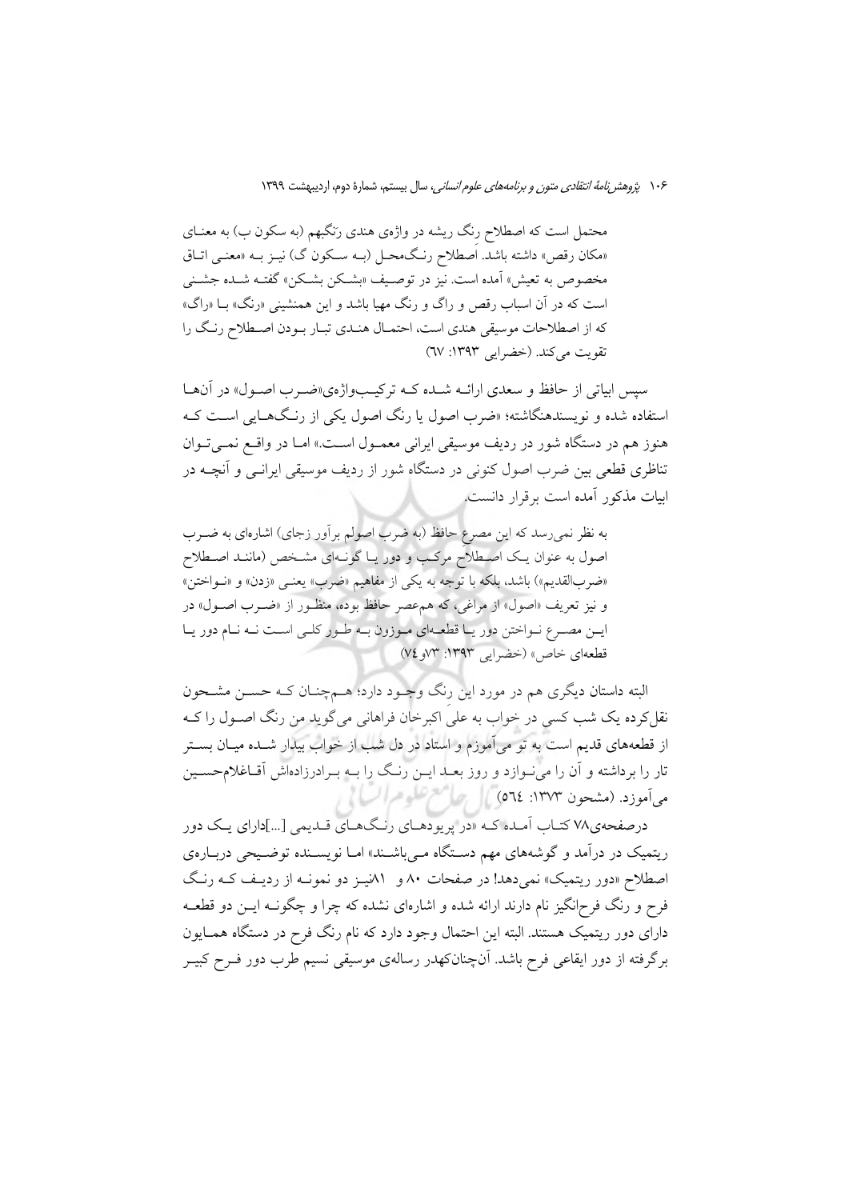> محتمل است که اصطلاح رنگ ریشه در واژه‌ی هندی رَنگبهم (به سکون ب) به معنای «مکان رقص» داشته باشد. اصطلاح رنگ‌محل (به سکون گ) نیز به «معنی اتاق مخصوص به تعیش» آمده است. نیز در توصیف «بشکن بشکن» گفته شده جشنی است که در آن اسباب رقص و راگ و رنگ مهیا باشد و این همنشینی «رنگ» با «راگ» که از اصطلاحات موسیقی هندی است، احتمال هندی تبار بودن اصطلاح رنگ را تقویت می‌کند. (خضرایی ۱۳۹۳: ٦٧)

سپس ابیاتی از حافظ و سعدی ارائه شده که ترکیب‌واژه‌ی«ضرب اصول» در آن‌ها استفاده شده و نویسنده‌نگاشته؛ «ضرب اصول یا رنگ اصول یکی از رنگ‌هایی است که هنوز هم در دستگاه شور در ردیف موسیقی ایرانی معمول است.» اما در واقع نمی‌توان تناظری قطعی بین ضرب اصول کنونی در دستگاه شور از ردیف موسیقی ایرانی و آنچه در ابیات مذکور آمده است برقرار دانست.

> به نظر نمی‌رسد که این مصرع حافظ (به ضرب اصولم برآور زجای) اشاره‌ای به ضرب اصول به عنوان یک اصطلاح مرکب و دور یا گونه‌ای مشخص (مانند اصطلاح «ضرب‌القدیم») باشد، بلکه با توجه به یکی از مفاهیم «ضرب» یعنی «زدن» و «نواختن» و نیز تعریف «اصول» از مراغی، که هم‌عصر حافظ بوده، منظور از «ضرب اصول» در این مصرع نواختن دور یا قطعه‌ای موزون به طور کلی است نه نام دور یا قطعه‌ای خاص» (خضرایی ۱۳۹۳: ۷۳و۷٤)

البته داستان دیگری هم در مورد این رنگ وجود دارد؛ هم‌چنان که حسن مشحون نقل‌کرده یک شب کسی در خواب به علی اکبرخان فراهانی می‌گوید من رنگ اصول را که از قطعه‌های قدیم است به تو می‌آموزم و استاد در دل شب از خواب بیدار شده میان بستر تار را برداشته و آن را می‌نوازد و روز بعد این رنگ را به برادرزاده‌اش آقاغلام‌حسین می‌آموزد. (مشحون ۱۳۷۳: ٥٦٤)

درصفحه‌ی۷۸ کتاب آمده که «در پریودهای رنگ‌های قدیمی [...]دارای یک دور ریتمیک در درآمد و گوشه‌های مهم دستگاه می‌باشند» اما نویسنده توضیحی درباره‌ی اصطلاح «دور ریتمیک» نمی‌دهد! در صفحات ۸۰ و ۸۱نیز دو نمونه از ردیف که رنگ فرح و رنگ فرح‌انگیز نام دارند ارائه شده و اشاره‌ای نشده که چرا و چگونه این دو قطعه دارای دور ریتمیک هستند. البته این احتمال وجود دارد که نام رنگ فرح در دستگاه همایون برگرفته از دور ایقاعی فرح باشد. آن‌چنان‌که‌در رساله‌ی موسیقی نسیم طرب دور فرح کبیر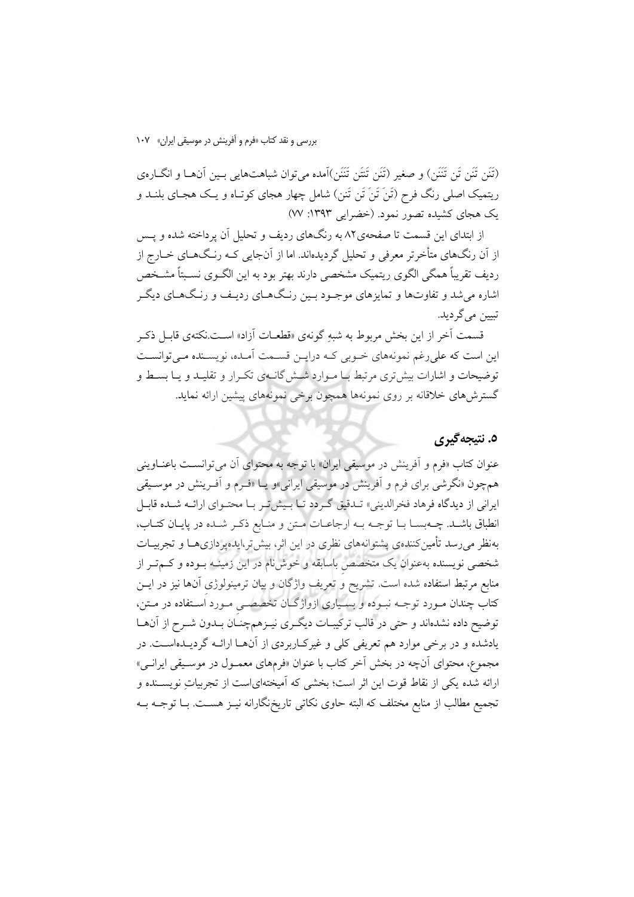(تَنَن تَنَن تَن تَنَنَن) و صغیر (تَنَن تَنتَن تَنَنَن)آمده می‌توان شباهت‌هایی بین آن‌ها و انگاره‌ی ریتمیک اصلی رنگ فرح (تَنَ تَنَ تَن تَن) شامل چهار هجای کوتاه و یک هجای بلند و یک هجای کشیده تصور نمود. (خضرایی ۱۳۹۳: ۷۷)

از ابتدای این قسمت تا صفحه‌ی۸۲ به رنگ‌های ردیف و تحلیل آن پرداخته شده و پس از آن رنگ‌های متأخرتر معرفی و تحلیل گردیده‌اند. اما از آن‌جایی که رنگ‌های خارج از ردیف تقریباً همگی الگوی ریتمیک مشخصی دارند بهتر بود به این الگوی نسبتاً مشخص اشاره می‌شد و تفاوت‌ها و تمایزهای موجود بین رنگ‌های ردیف و رنگ‌های دیگر تبیین می‌گردید.

قسمت آخر از این بخش مربوط به شبهِ گونه‌ی «قطعات آزاد» است.نکته‌ی قابل ذکر این است که علی‌رغم نمونه‌های خوبی که دراین قسمت آمده، نویسنده می‌توانست توضیحات و اشارات بیش‌تری مرتبط با موارد شش‌گانه‌ی تکرار و تقلید و یا بسط و گسترش‌های خلاقانه بر روی نمونه‌ها همچون برخی نمونه‌های پیشین ارائه نماید.

## ۵. نتیجه‌گیری

عنوان کتاب «فرم و آفرینش در موسیقی ایران» با توجه به محتوای آن می‌توانست باعناوینی هم‌چون «نگرشی برای فرم و آفرینش در موسیقی ایرانی»و یا «فرم و آفرینش در موسیقی ایرانی از دیدگاه فرهاد فخرالدینی» تدقیق گردد تا بیش‌تر با محتوای ارائه شده قابل انطباق باشد. چه‌بسا با توجه به ارجاعات متن و منابع ذکر شده در پایان کتاب، به‌نظر می‌رسد تأمین‌کننده‌ی پشتوانه‌های نظری در این اثر، بیش‌تر،ایده‌پردازی‌ها و تجربیات شخصی نویسنده به‌عنوان یک متخصصِ باسابقه و خوش‌نام در این زمینه بوده و کم‌تر از منابع مرتبط استفاده شده است. تشریح و تعریف واژگان و بیان ترمینولوژی آن‌ها نیز در این کتاب چندان مورد توجه نبوده و بسیاری ازواژگان تخصصی مورد استفاده در متن، توضیح داده نشده‌اند و حتی در قالب ترکیبات دیگری نیزهم‌چنان بدون شرح از آن‌ها یادشده و در برخی موارد هم تعریفی کلی و غیرکاربردی از آن‌ها ارائه گردیده‌است. در مجموع، محتوای آن‌چه در بخش آخر کتاب با عنوان «فرم‌های معمول در موسیقی ایرانی» ارائه شده یکی از نقاط قوت این اثر است؛ بخشی که آمیخته‌ای‌است از تجربیاتِ نویسنده و تجمیع مطالب از منابع مختلف که البته حاوی نکاتی تاریخ‌نگارانه نیز هست. با توجه به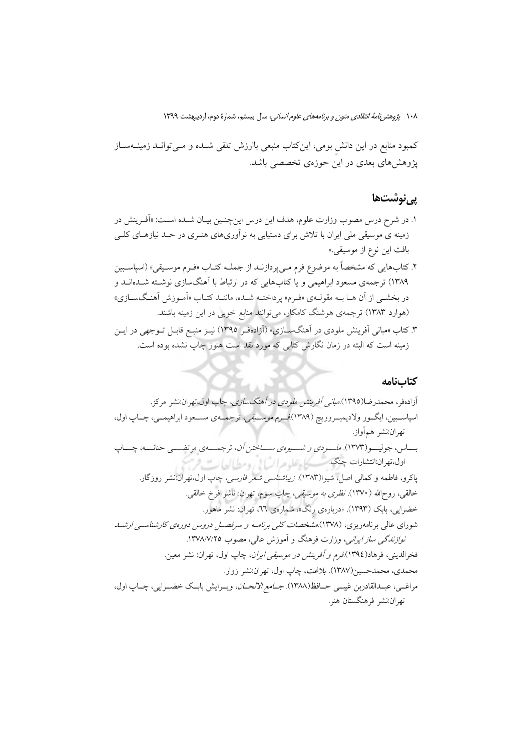کمبود منابع در این دانشِ بومی، این‌کتاب منبعی باارزش تلقی شـده و مـی‌توانـد زمینـه‌سـاز پژوهش‌های بعدی در این حوزه‌ی تخصصی باشد.

## پی‌نوشت‌ها

۱. در شرح درس مصوب وزارت علوم، هدف این درس این‌چنـین بیـان شـده اسـت: «آفـرینش در زمینه ی موسیقی ملی ایران با تلاش برای دستیابی به نوآوری‌های هنـری در حـد نیازهـای کلـی بافت این نوع از موسیقی.»

۲. کتاب‌هایی که مشخصاً به موضوع فرم مـی‌پردازنـد از جملـه کتـاب «فـرم موسـیقی» (اسپاسـبین ۱۳۸۹) ترجمه‌ی مسعود ابراهیمی و یا کتاب‌هایی که در ارتباط با آهنگ‌سازی نوشـته شـده‌انـد و در بخشـی از آن هـا بـه مقولـه‌ی «فـرم» پرداختـه شـده، ماننـد کتـاب «آمـوزش آهنـگ‌سـازی» (هوارد ۱۳۸۳) ترجمه‌ی هوشنگ کامکار، می‌توانند منابع خوبی در این زمینه باشند.

۳. کتاب «مبانی آفرینش ملودی در آهنگ‌سـازی» (آزاده‌فـر ۱۳۹۵) نیـز منبـع قابـل تـوجهی در ایـن زمینه است که البته در زمان نگارش کتابی که مورد نقد است هنوز چاپ نشده بوده است.

## کتاب‌نامه

آزاده‌فر، محمدرضا(۱۳۹۵).*مبانی آفرینش ملودی در آهنگ‌سازی*، چاپ اول،تهران:نشر مرکز.

اسپاسـبین، ایگـور ولادیمیـروویچ (۱۳۸۹).*فـرم موسـیقی*، ترجمـه‌ی مسـعود ابراهیمـی، چـاپ اول، تهران:نشر هم‌آواز.

بـاس، جولیـو(۱۳۷۳). *ملـودی و شـیوه‌ی سـاختن آن*، ترجمـه‌ی مرتضـی حنانـه، چـاپ اول،تهران:انتشارات چنگ.

پاکرو، فاطمه و کمالی اصل، شیوا(۱۳۸۳). *زیباشناسی شعر فارسی*، چاپ اول،تهران:نشر روزگار.

خالقی، روح‌الله (۱۳۷۰). *نظری به موسیقی*، چاپ سوم، تهران: ناشر فرخ خالقی.

خضرایی، بابک (۱۳۹۳). «درباره‌ی رِنگ»، شماره‌ی ٦٦، تهران: نشر ماهور.

شورای عالی برنامه‌ریزی، (۱۳۷۸).*مشخصات کلی برنامـه و سرفصـل دروس دوره‌ی کارشناسـی ارشـد نوازندگی ساز ایرانی*، وزارت فرهنگ و آموزش عالی، مصوب ۱۳۷۸/۷/۲۵.

فخرالدینی، فرهاد(۱۳۹٤).*فرم و آفرینش در موسیقی ایران*، چاپ اول، تهران: نشر معین.

محمدی، محمدحسین(۱۳۸۷). *بلاغت*، چاپ اول، تهران:نشر زوار.

مراغـی، عبـدالقادربن غیبـی حـافظ(۱۳۸۸). *جـامع الالحـان*، ویـرایش بابـک خضـرایی، چـاپ اول، تهران:نشر فرهنگستان هنر.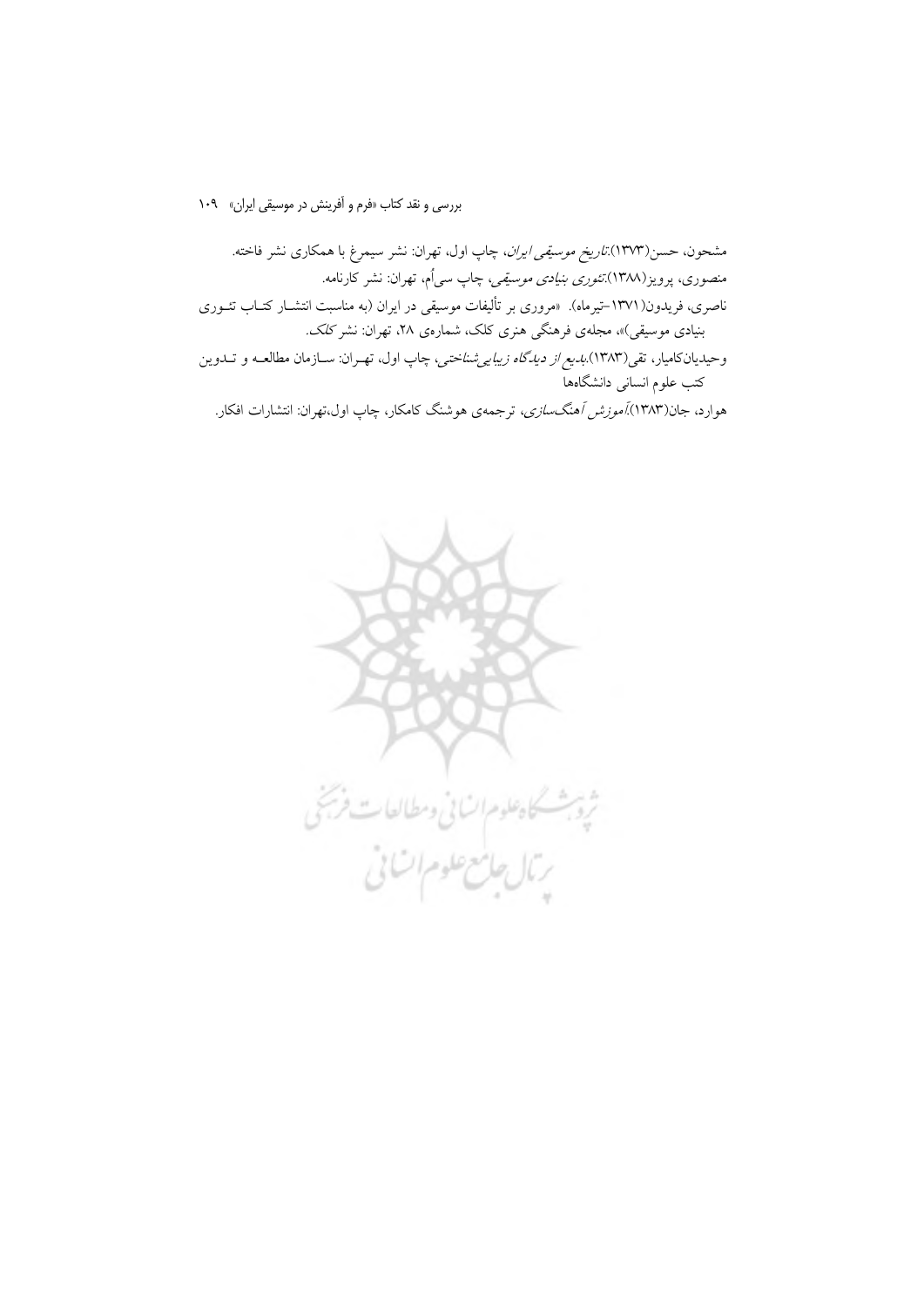مشحون، حسن(۱۳۷۳).*تاریخ موسیقی ایران*، چاپ اول، تهران: نشر سیمرغ با همکاری نشر فاخته.

منصوری، پرویز(۱۳۸۸).*تئوری بنیادی موسیقی*، چاپ سی‌اُم، تهران: نشر کارنامه.

ناصری، فریدون(۱۳۷۱–تیرماه). «مروری بر تألیفات موسیقی در ایران (به مناسبت انتشار کتاب تئوری بنیادی موسیقی)»، مجله‌ی فرهنگی هنری کلک، شماره‌ی ۲۸، تهران: نشر *کلک*.

وحیدیان‌کامیار، تقی(۱۳۸۳).*بدیع از دیدگاه زیبایی‌شناختی*، چاپ اول، تهران: سازمان مطالعه و تدوین کتب علوم انسانی دانشگاه‌ها

هوارد، جان(۱۳۸۳).*آموزش آهنگ‌سازی*، ترجمه‌ی هوشنگ کامکار، چاپ اول،تهران: انتشارات افکار.